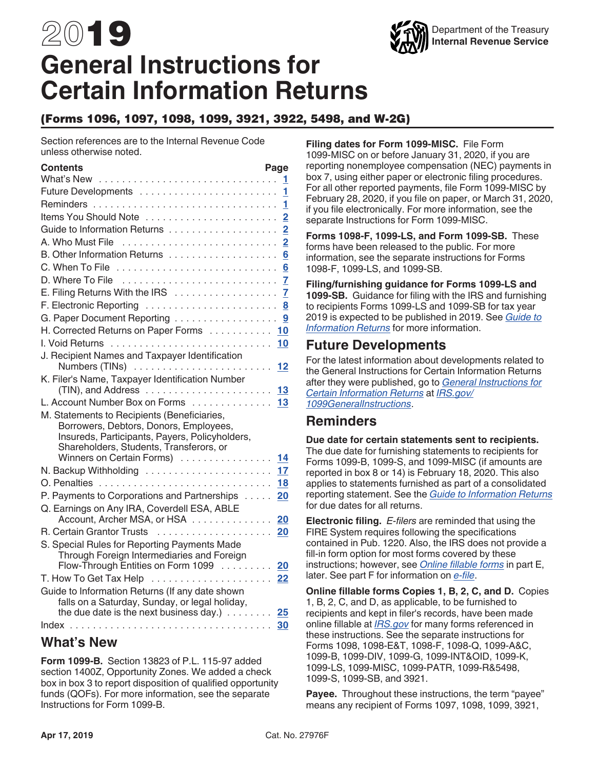# 2019 General Instructions for Certain Information Returns

Department of the Treasury
Internal Revenue Service

## (Forms 1096, 1097, 1098, 1099, 3921, 3922, 5498, and W-2G)

Section references are to the Internal Revenue Code unless otherwise noted.

| Contents | Page |
|---|---|
| What's New | 1 |
| Future Developments | 1 |
| Reminders | 1 |
| Items You Should Note | 2 |
| Guide to Information Returns | 2 |
| A. Who Must File | 2 |
| B. Other Information Returns | 6 |
| C. When To File | 6 |
| D. Where To File | 7 |
| E. Filing Returns With the IRS | 7 |
| F. Electronic Reporting | 8 |
| G. Paper Document Reporting | 9 |
| H. Corrected Returns on Paper Forms | 10 |
| I. Void Returns | 10 |
| J. Recipient Names and Taxpayer Identification Numbers (TINs) | 12 |
| K. Filer's Name, Taxpayer Identification Number (TIN), and Address | 13 |
| L. Account Number Box on Forms | 13 |
| M. Statements to Recipients (Beneficiaries, Borrowers, Debtors, Donors, Employees, Insureds, Participants, Payers, Policyholders, Shareholders, Students, Transferors, or Winners on Certain Forms) | 14 |
| N. Backup Withholding | 17 |
| O. Penalties | 18 |
| P. Payments to Corporations and Partnerships | 20 |
| Q. Earnings on Any IRA, Coverdell ESA, ABLE Account, Archer MSA, or HSA | 20 |
| R. Certain Grantor Trusts | 20 |
| S. Special Rules for Reporting Payments Made Through Foreign Intermediaries and Foreign Flow-Through Entities on Form 1099 | 20 |
| T. How To Get Tax Help | 22 |
| Guide to Information Returns (If any date shown falls on a Saturday, Sunday, or legal holiday, the due date is the next business day.) | 25 |
| Index | 30 |

## What's New

**Form 1099-B.** Section 13823 of P.L. 115-97 added section 1400Z, Opportunity Zones. We added a check box in box 3 to report disposition of qualified opportunity funds (QOFs). For more information, see the separate Instructions for Form 1099-B.

**Filing dates for Form 1099-MISC.** File Form 1099-MISC on or before January 31, 2020, if you are reporting nonemployee compensation (NEC) payments in box 7, using either paper or electronic filing procedures. For all other reported payments, file Form 1099-MISC by February 28, 2020, if you file on paper, or March 31, 2020, if you file electronically. For more information, see the separate Instructions for Form 1099-MISC.

**Forms 1098-F, 1099-LS, and Form 1099-SB.** These forms have been released to the public. For more information, see the separate instructions for Forms 1098-F, 1099-LS, and 1099-SB.

**Filing/furnishing guidance for Forms 1099-LS and 1099-SB.** Guidance for filing with the IRS and furnishing to recipients Forms 1099-LS and 1099-SB for tax year 2019 is expected to be published in 2019. See *Guide to Information Returns* for more information.

## Future Developments

For the latest information about developments related to the General Instructions for Certain Information Returns after they were published, go to *General Instructions for Certain Information Returns* at *IRS.gov/1099GeneralInstructions*.

## Reminders

**Due date for certain statements sent to recipients.** The due date for furnishing statements to recipients for Forms 1099-B, 1099-S, and 1099-MISC (if amounts are reported in box 8 or 14) is February 18, 2020. This also applies to statements furnished as part of a consolidated reporting statement. See the *Guide to Information Returns* for due dates for all returns.

**Electronic filing.** *E-filers* are reminded that using the FIRE System requires following the specifications contained in Pub. 1220. Also, the IRS does not provide a fill-in form option for most forms covered by these instructions; however, see *Online fillable forms* in part E, later. See part F for information on *e-file*.

**Online fillable forms Copies 1, B, 2, C, and D.** Copies 1, B, 2, C, and D, as applicable, to be furnished to recipients and kept in filer's records, have been made online fillable at *IRS.gov* for many forms referenced in these instructions. See the separate instructions for Forms 1098, 1098-E&T, 1098-F, 1098-Q, 1099-A&C, 1099-B, 1099-DIV, 1099-G, 1099-INT&OID, 1099-K, 1099-LS, 1099-MISC, 1099-PATR, 1099-R&5498, 1099-S, 1099-SB, and 3921.

**Payee.** Throughout these instructions, the term "payee" means any recipient of Forms 1097, 1098, 1099, 3921,

Apr 17, 2019 Cat. No. 27976F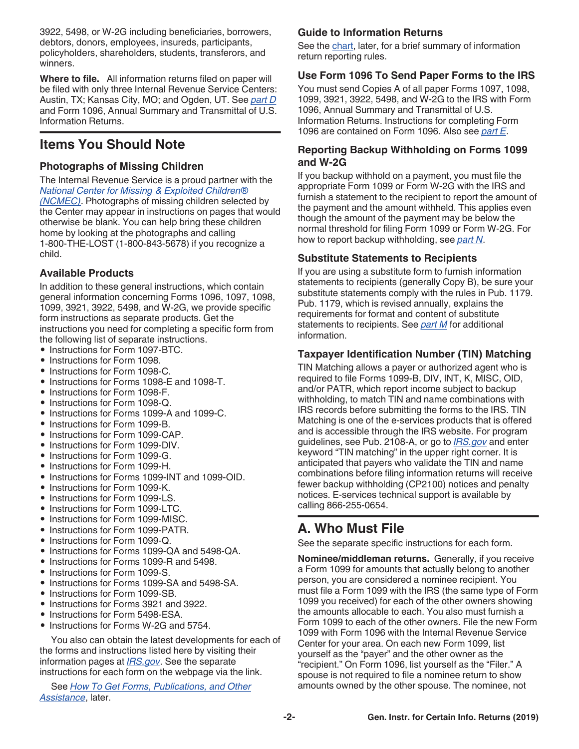3922, 5498, or W-2G including beneficiaries, borrowers, debtors, donors, employees, insureds, participants, policyholders, shareholders, students, transferors, and winners.

**Where to file.** All information returns filed on paper will be filed with only three Internal Revenue Service Centers: Austin, TX; Kansas City, MO; and Ogden, UT. See *part D* and Form 1096, Annual Summary and Transmittal of U.S. Information Returns.

## Items You Should Note

### Photographs of Missing Children

The Internal Revenue Service is a proud partner with the *National Center for Missing & Exploited Children® (NCMEC)*. Photographs of missing children selected by the Center may appear in instructions on pages that would otherwise be blank. You can help bring these children home by looking at the photographs and calling 1-800-THE-LOST (1-800-843-5678) if you recognize a child.

### Available Products

In addition to these general instructions, which contain general information concerning Forms 1096, 1097, 1098, 1099, 3921, 3922, 5498, and W-2G, we provide specific form instructions as separate products. Get the instructions you need for completing a specific form from the following list of separate instructions.

- Instructions for Form 1097-BTC.
- Instructions for Form 1098.
- Instructions for Form 1098-C.
- Instructions for Forms 1098-E and 1098-T.
- Instructions for Form 1098-F.
- Instructions for Form 1098-Q.
- Instructions for Forms 1099-A and 1099-C.
- Instructions for Form 1099-B.
- Instructions for Form 1099-CAP.
- Instructions for Form 1099-DIV.
- Instructions for Form 1099-G.
- Instructions for Form 1099-H.
- Instructions for Forms 1099-INT and 1099-OID.
- Instructions for Form 1099-K.
- Instructions for Form 1099-LS.
- Instructions for Form 1099-LTC.
- Instructions for Form 1099-MISC.
- Instructions for Form 1099-PATR.
- Instructions for Form 1099-Q.
- Instructions for Forms 1099-QA and 5498-QA.
- Instructions for Forms 1099-R and 5498.
- Instructions for Form 1099-S.
- Instructions for Forms 1099-SA and 5498-SA.
- Instructions for Form 1099-SB.
- Instructions for Forms 3921 and 3922.
- Instructions for Form 5498-ESA.
- Instructions for Forms W-2G and 5754.

You also can obtain the latest developments for each of the forms and instructions listed here by visiting their information pages at *IRS.gov*. See the separate instructions for each form on the webpage via the link.

See *How To Get Forms, Publications, and Other Assistance*, later.

### Guide to Information Returns

See the chart, later, for a brief summary of information return reporting rules.

### Use Form 1096 To Send Paper Forms to the IRS

You must send Copies A of all paper Forms 1097, 1098, 1099, 3921, 3922, 5498, and W-2G to the IRS with Form 1096, Annual Summary and Transmittal of U.S. Information Returns. Instructions for completing Form 1096 are contained on Form 1096. Also see *part E*.

### Reporting Backup Withholding on Forms 1099 and W-2G

If you backup withhold on a payment, you must file the appropriate Form 1099 or Form W-2G with the IRS and furnish a statement to the recipient to report the amount of the payment and the amount withheld. This applies even though the amount of the payment may be below the normal threshold for filing Form 1099 or Form W-2G. For how to report backup withholding, see *part N*.

### Substitute Statements to Recipients

If you are using a substitute form to furnish information statements to recipients (generally Copy B), be sure your substitute statements comply with the rules in Pub. 1179. Pub. 1179, which is revised annually, explains the requirements for format and content of substitute statements to recipients. See *part M* for additional information.

### Taxpayer Identification Number (TIN) Matching

TIN Matching allows a payer or authorized agent who is required to file Forms 1099-B, DIV, INT, K, MISC, OID, and/or PATR, which report income subject to backup withholding, to match TIN and name combinations with IRS records before submitting the forms to the IRS. TIN Matching is one of the e-services products that is offered and is accessible through the IRS website. For program guidelines, see Pub. 2108-A, or go to *IRS.gov* and enter keyword "TIN matching" in the upper right corner. It is anticipated that payers who validate the TIN and name combinations before filing information returns will receive fewer backup withholding (CP2100) notices and penalty notices. E-services technical support is available by calling 866-255-0654.

## A. Who Must File

See the separate specific instructions for each form.

**Nominee/middleman returns.** Generally, if you receive a Form 1099 for amounts that actually belong to another person, you are considered a nominee recipient. You must file a Form 1099 with the IRS (the same type of Form 1099 you received) for each of the other owners showing the amounts allocable to each. You also must furnish a Form 1099 to each of the other owners. File the new Form 1099 with Form 1096 with the Internal Revenue Service Center for your area. On each new Form 1099, list yourself as the "payer" and the other owner as the "recipient." On Form 1096, list yourself as the "Filer." A spouse is not required to file a nominee return to show amounts owned by the other spouse. The nominee, not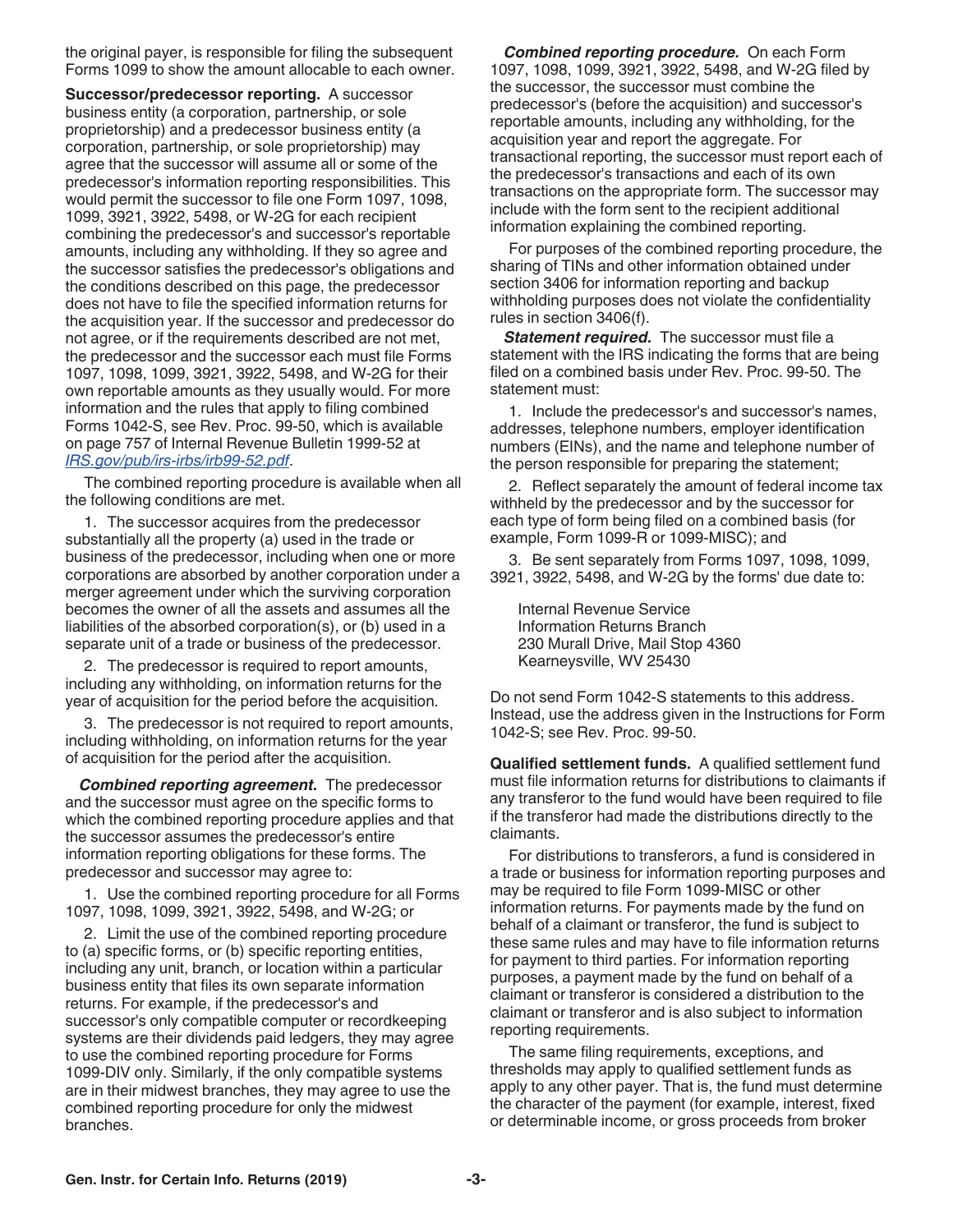the original payer, is responsible for filing the subsequent Forms 1099 to show the amount allocable to each owner.

**Successor/predecessor reporting.** A successor business entity (a corporation, partnership, or sole proprietorship) and a predecessor business entity (a corporation, partnership, or sole proprietorship) may agree that the successor will assume all or some of the predecessor's information reporting responsibilities. This would permit the successor to file one Form 1097, 1098, 1099, 3921, 3922, 5498, or W-2G for each recipient combining the predecessor's and successor's reportable amounts, including any withholding. If they so agree and the successor satisfies the predecessor's obligations and the conditions described on this page, the predecessor does not have to file the specified information returns for the acquisition year. If the successor and predecessor do not agree, or if the requirements described are not met, the predecessor and the successor each must file Forms 1097, 1098, 1099, 3921, 3922, 5498, and W-2G for their own reportable amounts as they usually would. For more information and the rules that apply to filing combined Forms 1042-S, see Rev. Proc. 99-50, which is available on page 757 of Internal Revenue Bulletin 1999-52 at *IRS.gov/pub/irs-irbs/irb99-52.pdf*.

The combined reporting procedure is available when all the following conditions are met.

1. The successor acquires from the predecessor substantially all the property (a) used in the trade or business of the predecessor, including when one or more corporations are absorbed by another corporation under a merger agreement under which the surviving corporation becomes the owner of all the assets and assumes all the liabilities of the absorbed corporation(s), or (b) used in a separate unit of a trade or business of the predecessor.

2. The predecessor is required to report amounts, including any withholding, on information returns for the year of acquisition for the period before the acquisition.

3. The predecessor is not required to report amounts, including withholding, on information returns for the year of acquisition for the period after the acquisition.

***Combined reporting agreement.*** The predecessor and the successor must agree on the specific forms to which the combined reporting procedure applies and that the successor assumes the predecessor's entire information reporting obligations for these forms. The predecessor and successor may agree to:

1. Use the combined reporting procedure for all Forms 1097, 1098, 1099, 3921, 3922, 5498, and W-2G; or

2. Limit the use of the combined reporting procedure to (a) specific forms, or (b) specific reporting entities, including any unit, branch, or location within a particular business entity that files its own separate information returns. For example, if the predecessor's and successor's only compatible computer or recordkeeping systems are their dividends paid ledgers, they may agree to use the combined reporting procedure for Forms 1099-DIV only. Similarly, if the only compatible systems are in their midwest branches, they may agree to use the combined reporting procedure for only the midwest branches.

***Combined reporting procedure.*** On each Form 1097, 1098, 1099, 3921, 3922, 5498, and W-2G filed by the successor, the successor must combine the predecessor's (before the acquisition) and successor's reportable amounts, including any withholding, for the acquisition year and report the aggregate. For transactional reporting, the successor must report each of the predecessor's transactions and each of its own transactions on the appropriate form. The successor may include with the form sent to the recipient additional information explaining the combined reporting.

For purposes of the combined reporting procedure, the sharing of TINs and other information obtained under section 3406 for information reporting and backup withholding purposes does not violate the confidentiality rules in section 3406(f).

***Statement required.*** The successor must file a statement with the IRS indicating the forms that are being filed on a combined basis under Rev. Proc. 99-50. The statement must:

1. Include the predecessor's and successor's names, addresses, telephone numbers, employer identification numbers (EINs), and the name and telephone number of the person responsible for preparing the statement;

2. Reflect separately the amount of federal income tax withheld by the predecessor and by the successor for each type of form being filed on a combined basis (for example, Form 1099-R or 1099-MISC); and

3. Be sent separately from Forms 1097, 1098, 1099, 3921, 3922, 5498, and W-2G by the forms' due date to:

Internal Revenue Service
Information Returns Branch
230 Murall Drive, Mail Stop 4360
Kearneysville, WV 25430

Do not send Form 1042-S statements to this address. Instead, use the address given in the Instructions for Form 1042-S; see Rev. Proc. 99-50.

**Qualified settlement funds.** A qualified settlement fund must file information returns for distributions to claimants if any transferor to the fund would have been required to file if the transferor had made the distributions directly to the claimants.

For distributions to transferors, a fund is considered in a trade or business for information reporting purposes and may be required to file Form 1099-MISC or other information returns. For payments made by the fund on behalf of a claimant or transferor, the fund is subject to these same rules and may have to file information returns for payment to third parties. For information reporting purposes, a payment made by the fund on behalf of a claimant or transferor is considered a distribution to the claimant or transferor and is also subject to information reporting requirements.

The same filing requirements, exceptions, and thresholds may apply to qualified settlement funds as apply to any other payer. That is, the fund must determine the character of the payment (for example, interest, fixed or determinable income, or gross proceeds from broker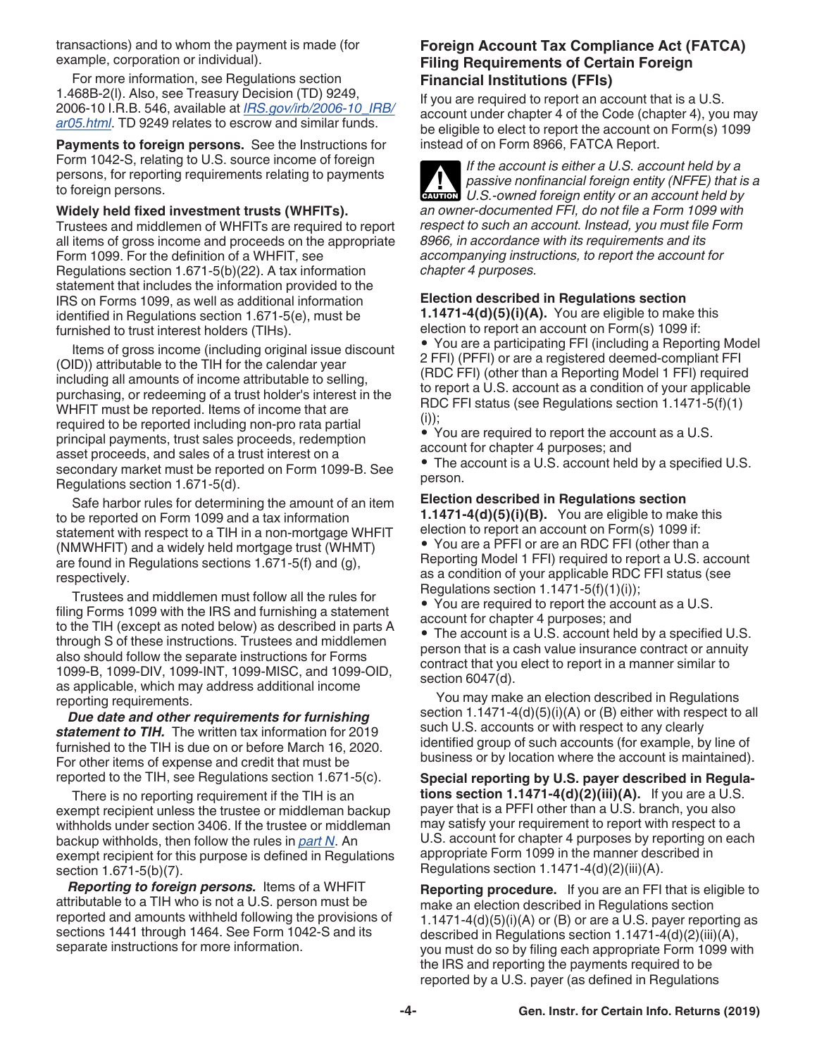transactions) and to whom the payment is made (for example, corporation or individual).

For more information, see Regulations section 1.468B-2(l). Also, see Treasury Decision (TD) 9249, 2006-10 I.R.B. 546, available at *IRS.gov/irb/2006-10_IRB/ar05.html*. TD 9249 relates to escrow and similar funds.

**Payments to foreign persons.** See the Instructions for Form 1042-S, relating to U.S. source income of foreign persons, for reporting requirements relating to payments to foreign persons.

**Widely held fixed investment trusts (WHFITs).** Trustees and middlemen of WHFITs are required to report all items of gross income and proceeds on the appropriate Form 1099. For the definition of a WHFIT, see Regulations section 1.671-5(b)(22). A tax information statement that includes the information provided to the IRS on Forms 1099, as well as additional information identified in Regulations section 1.671-5(e), must be furnished to trust interest holders (TIHs).

Items of gross income (including original issue discount (OID)) attributable to the TIH for the calendar year including all amounts of income attributable to selling, purchasing, or redeeming of a trust holder's interest in the WHFIT must be reported. Items of income that are required to be reported including non-pro rata partial principal payments, trust sales proceeds, redemption asset proceeds, and sales of a trust interest on a secondary market must be reported on Form 1099-B. See Regulations section 1.671-5(d).

Safe harbor rules for determining the amount of an item to be reported on Form 1099 and a tax information statement with respect to a TIH in a non-mortgage WHFIT (NMWHFIT) and a widely held mortgage trust (WHMT) are found in Regulations sections 1.671-5(f) and (g), respectively.

Trustees and middlemen must follow all the rules for filing Forms 1099 with the IRS and furnishing a statement to the TIH (except as noted below) as described in parts A through S of these instructions. Trustees and middlemen also should follow the separate instructions for Forms 1099-B, 1099-DIV, 1099-INT, 1099-MISC, and 1099-OID, as applicable, which may address additional income reporting requirements.

***Due date and other requirements for furnishing statement to TIH.*** The written tax information for 2019 furnished to the TIH is due on or before March 16, 2020. For other items of expense and credit that must be reported to the TIH, see Regulations section 1.671-5(c).

There is no reporting requirement if the TIH is an exempt recipient unless the trustee or middleman backup withholds under section 3406. If the trustee or middleman backup withholds, then follow the rules in *part N*. An exempt recipient for this purpose is defined in Regulations section 1.671-5(b)(7).

***Reporting to foreign persons.*** Items of a WHFIT attributable to a TIH who is not a U.S. person must be reported and amounts withheld following the provisions of sections 1441 through 1464. See Form 1042-S and its separate instructions for more information.

### Foreign Account Tax Compliance Act (FATCA) Filing Requirements of Certain Foreign Financial Institutions (FFIs)

If you are required to report an account that is a U.S. account under chapter 4 of the Code (chapter 4), you may be eligible to elect to report the account on Form(s) 1099 instead of on Form 8966, FATCA Report.

CAUTION: *If the account is either a U.S. account held by a passive nonfinancial foreign entity (NFFE) that is a U.S.-owned foreign entity or an account held by an owner-documented FFI, do not file a Form 1099 with respect to such an account. Instead, you must file Form 8966, in accordance with its requirements and its accompanying instructions, to report the account for chapter 4 purposes.*

**Election described in Regulations section 1.1471-4(d)(5)(i)(A).** You are eligible to make this election to report an account on Form(s) 1099 if:

- You are a participating FFI (including a Reporting Model 2 FFI) (PFFI) or are a registered deemed-compliant FFI (RDC FFI) (other than a Reporting Model 1 FFI) required to report a U.S. account as a condition of your applicable RDC FFI status (see Regulations section 1.1471-5(f)(1)(i));
- You are required to report the account as a U.S. account for chapter 4 purposes; and
- The account is a U.S. account held by a specified U.S. person.

**Election described in Regulations section 1.1471-4(d)(5)(i)(B).** You are eligible to make this election to report an account on Form(s) 1099 if:

- You are a PFFI or are an RDC FFI (other than a Reporting Model 1 FFI) required to report a U.S. account as a condition of your applicable RDC FFI status (see Regulations section 1.1471-5(f)(1)(i));
- You are required to report the account as a U.S. account for chapter 4 purposes; and
- The account is a U.S. account held by a specified U.S. person that is a cash value insurance contract or annuity contract that you elect to report in a manner similar to section 6047(d).

You may make an election described in Regulations section 1.1471-4(d)(5)(i)(A) or (B) either with respect to all such U.S. accounts or with respect to any clearly identified group of such accounts (for example, by line of business or by location where the account is maintained).

**Special reporting by U.S. payer described in Regulations section 1.1471-4(d)(2)(iii)(A).** If you are a U.S. payer that is a PFFI other than a U.S. branch, you also may satisfy your requirement to report with respect to a U.S. account for chapter 4 purposes by reporting on each appropriate Form 1099 in the manner described in Regulations section 1.1471-4(d)(2)(iii)(A).

**Reporting procedure.** If you are an FFI that is eligible to make an election described in Regulations section 1.1471-4(d)(5)(i)(A) or (B) or are a U.S. payer reporting as described in Regulations section 1.1471-4(d)(2)(iii)(A), you must do so by filing each appropriate Form 1099 with the IRS and reporting the payments required to be reported by a U.S. payer (as defined in Regulations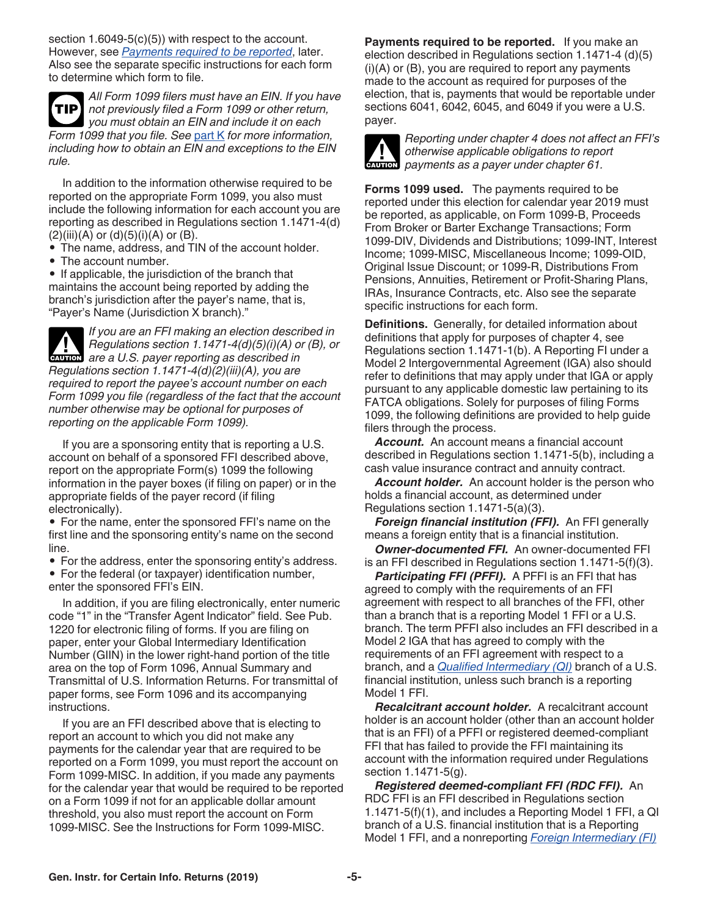section 1.6049-5(c)(5)) with respect to the account. However, see *Payments required to be reported*, later. Also see the separate specific instructions for each form to determine which form to file.

**TIP** *All Form 1099 filers must have an EIN. If you have not previously filed a Form 1099 or other return, you must obtain an EIN and include it on each Form 1099 that you file. See part K for more information, including how to obtain an EIN and exceptions to the EIN rule.*

In addition to the information otherwise required to be reported on the appropriate Form 1099, you also must include the following information for each account you are reporting as described in Regulations section 1.1471-4(d)(2)(iii)(A) or (d)(5)(i)(A) or (B).

- The name, address, and TIN of the account holder.
- The account number.
- If applicable, the jurisdiction of the branch that maintains the account being reported by adding the branch's jurisdiction after the payer's name, that is, "Payer's Name (Jurisdiction X branch)."

**CAUTION** *If you are an FFI making an election described in Regulations section 1.1471-4(d)(5)(i)(A) or (B), or are a U.S. payer reporting as described in Regulations section 1.1471-4(d)(2)(iii)(A), you are required to report the payee's account number on each Form 1099 you file (regardless of the fact that the account number otherwise may be optional for purposes of reporting on the applicable Form 1099).*

If you are a sponsoring entity that is reporting a U.S. account on behalf of a sponsored FFI described above, report on the appropriate Form(s) 1099 the following information in the payer boxes (if filing on paper) or in the appropriate fields of the payer record (if filing electronically).

- For the name, enter the sponsored FFI's name on the first line and the sponsoring entity's name on the second line.
- For the address, enter the sponsoring entity's address.
- For the federal (or taxpayer) identification number, enter the sponsored FFI's EIN.

In addition, if you are filing electronically, enter numeric code "1" in the "Transfer Agent Indicator" field. See Pub. 1220 for electronic filing of forms. If you are filing on paper, enter your Global Intermediary Identification Number (GIIN) in the lower right-hand portion of the title area on the top of Form 1096, Annual Summary and Transmittal of U.S. Information Returns. For transmittal of paper forms, see Form 1096 and its accompanying instructions.

If you are an FFI described above that is electing to report an account to which you did not make any payments for the calendar year that are required to be reported on a Form 1099, you must report the account on Form 1099-MISC. In addition, if you made any payments for the calendar year that would be required to be reported on a Form 1099 if not for an applicable dollar amount threshold, you also must report the account on Form 1099-MISC. See the Instructions for Form 1099-MISC.

**Payments required to be reported.** If you make an election described in Regulations section 1.1471-4 (d)(5)(i)(A) or (B), you are required to report any payments made to the account as required for purposes of the election, that is, payments that would be reportable under sections 6041, 6042, 6045, and 6049 if you were a U.S. payer.

**CAUTION** *Reporting under chapter 4 does not affect an FFI's otherwise applicable obligations to report payments as a payer under chapter 61.*

**Forms 1099 used.** The payments required to be reported under this election for calendar year 2019 must be reported, as applicable, on Form 1099-B, Proceeds From Broker or Barter Exchange Transactions; Form 1099-DIV, Dividends and Distributions; 1099-INT, Interest Income; 1099-MISC, Miscellaneous Income; 1099-OID, Original Issue Discount; or 1099-R, Distributions From Pensions, Annuities, Retirement or Profit-Sharing Plans, IRAs, Insurance Contracts, etc. Also see the separate specific instructions for each form.

**Definitions.** Generally, for detailed information about definitions that apply for purposes of chapter 4, see Regulations section 1.1471-1(b). A Reporting FI under a Model 2 Intergovernmental Agreement (IGA) also should refer to definitions that may apply under that IGA or apply pursuant to any applicable domestic law pertaining to its FATCA obligations. Solely for purposes of filing Forms 1099, the following definitions are provided to help guide filers through the process.

***Account.*** An account means a financial account described in Regulations section 1.1471-5(b), including a cash value insurance contract and annuity contract.

***Account holder.*** An account holder is the person who holds a financial account, as determined under Regulations section 1.1471-5(a)(3).

***Foreign financial institution (FFI).*** An FFI generally means a foreign entity that is a financial institution.

***Owner-documented FFI.*** An owner-documented FFI is an FFI described in Regulations section 1.1471-5(f)(3).

***Participating FFI (PFFI).*** A PFFI is an FFI that has agreed to comply with the requirements of an FFI agreement with respect to all branches of the FFI, other than a branch that is a reporting Model 1 FFI or a U.S. branch. The term PFFI also includes an FFI described in a Model 2 IGA that has agreed to comply with the requirements of an FFI agreement with respect to a branch, and a *Qualified Intermediary (QI)* branch of a U.S. financial institution, unless such branch is a reporting Model 1 FFI.

***Recalcitrant account holder.*** A recalcitrant account holder is an account holder (other than an account holder that is an FFI) of a PFFI or registered deemed-compliant FFI that has failed to provide the FFI maintaining its account with the information required under Regulations section 1.1471-5(g).

***Registered deemed-compliant FFI (RDC FFI).*** An RDC FFI is an FFI described in Regulations section 1.1471-5(f)(1), and includes a Reporting Model 1 FFI, a QI branch of a U.S. financial institution that is a Reporting Model 1 FFI, and a nonreporting *Foreign Intermediary (FI)*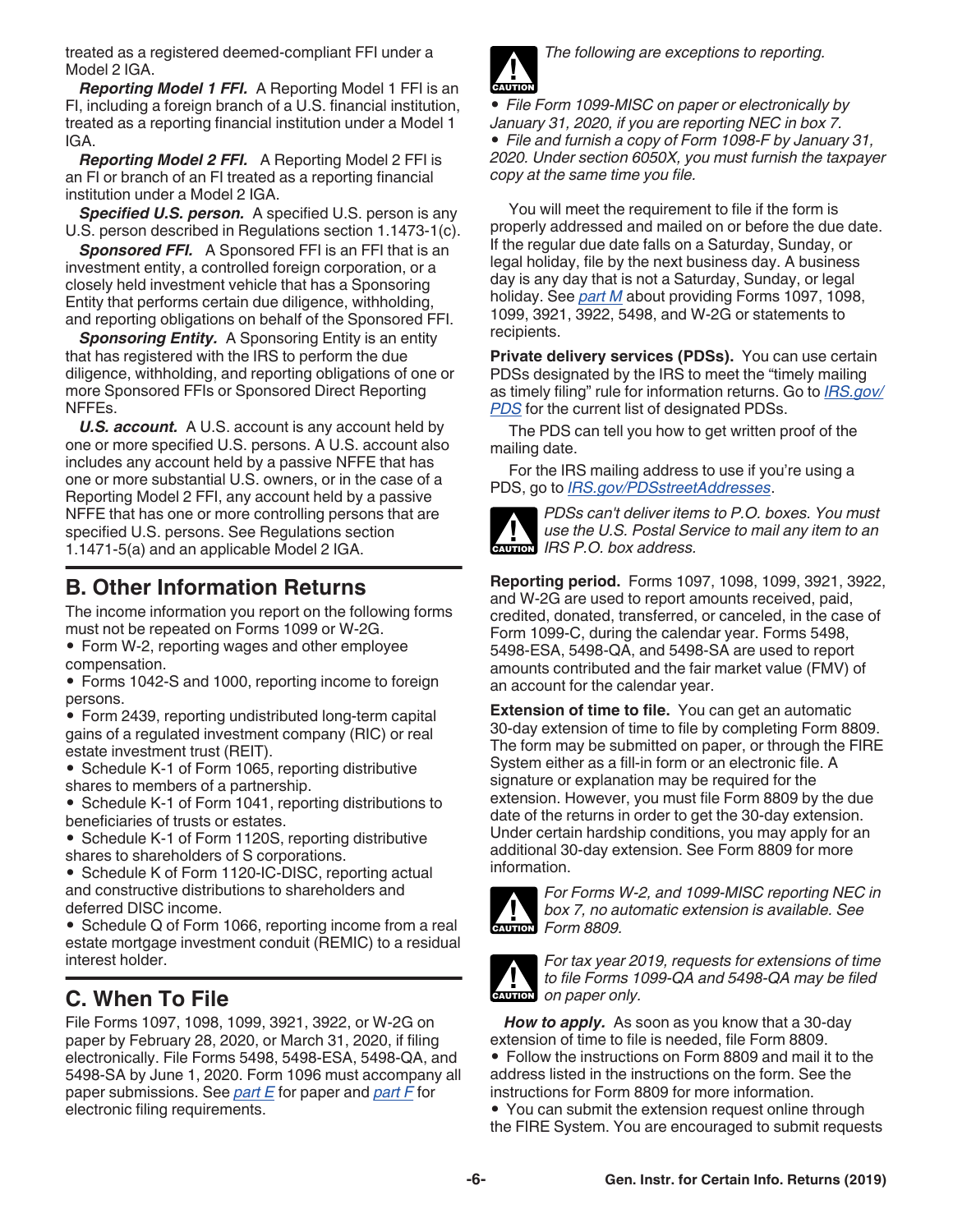treated as a registered deemed-compliant FFI under a Model 2 IGA.

***Reporting Model 1 FFI.*** A Reporting Model 1 FFI is an FI, including a foreign branch of a U.S. financial institution, treated as a reporting financial institution under a Model 1 IGA.

***Reporting Model 2 FFI.*** A Reporting Model 2 FFI is an FI or branch of an FI treated as a reporting financial institution under a Model 2 IGA.

***Specified U.S. person.*** A specified U.S. person is any U.S. person described in Regulations section 1.1473-1(c).

***Sponsored FFI.*** A Sponsored FFI is an FFI that is an investment entity, a controlled foreign corporation, or a closely held investment vehicle that has a Sponsoring Entity that performs certain due diligence, withholding, and reporting obligations on behalf of the Sponsored FFI.

***Sponsoring Entity.*** A Sponsoring Entity is an entity that has registered with the IRS to perform the due diligence, withholding, and reporting obligations of one or more Sponsored FFIs or Sponsored Direct Reporting NFFEs.

***U.S. account.*** A U.S. account is any account held by one or more specified U.S. persons. A U.S. account also includes any account held by a passive NFFE that has one or more substantial U.S. owners, or in the case of a Reporting Model 2 FFI, any account held by a passive NFFE that has one or more controlling persons that are specified U.S. persons. See Regulations section 1.1471-5(a) and an applicable Model 2 IGA.

## B. Other Information Returns

The income information you report on the following forms must not be repeated on Forms 1099 or W-2G.

- Form W-2, reporting wages and other employee compensation.
- Forms 1042-S and 1000, reporting income to foreign persons.
- Form 2439, reporting undistributed long-term capital gains of a regulated investment company (RIC) or real estate investment trust (REIT).
- Schedule K-1 of Form 1065, reporting distributive shares to members of a partnership.
- Schedule K-1 of Form 1041, reporting distributions to beneficiaries of trusts or estates.
- Schedule K-1 of Form 1120S, reporting distributive shares to shareholders of S corporations.
- Schedule K of Form 1120-IC-DISC, reporting actual and constructive distributions to shareholders and deferred DISC income.
- Schedule Q of Form 1066, reporting income from a real estate mortgage investment conduit (REMIC) to a residual interest holder.

## C. When To File

File Forms 1097, 1098, 1099, 3921, 3922, or W-2G on paper by February 28, 2020, or March 31, 2020, if filing electronically. File Forms 5498, 5498-ESA, 5498-QA, and 5498-SA by June 1, 2020. Form 1096 must accompany all paper submissions. See part E for paper and part F for electronic filing requirements.

CAUTION: *The following are exceptions to reporting.*

- *File Form 1099-MISC on paper or electronically by January 31, 2020, if you are reporting NEC in box 7.*
- *File and furnish a copy of Form 1098-F by January 31, 2020. Under section 6050X, you must furnish the taxpayer copy at the same time you file.*

You will meet the requirement to file if the form is properly addressed and mailed on or before the due date. If the regular due date falls on a Saturday, Sunday, or legal holiday, file by the next business day. A business day is any day that is not a Saturday, Sunday, or legal holiday. See part M about providing Forms 1097, 1098, 1099, 3921, 3922, 5498, and W-2G or statements to recipients.

**Private delivery services (PDSs).** You can use certain PDSs designated by the IRS to meet the "timely mailing as timely filing" rule for information returns. Go to *IRS.gov/PDS* for the current list of designated PDSs.

The PDS can tell you how to get written proof of the mailing date.

For the IRS mailing address to use if you're using a PDS, go to *IRS.gov/PDSstreetAddresses*.

CAUTION: *PDSs can't deliver items to P.O. boxes. You must use the U.S. Postal Service to mail any item to an IRS P.O. box address.*

**Reporting period.** Forms 1097, 1098, 1099, 3921, 3922, and W-2G are used to report amounts received, paid, credited, donated, transferred, or canceled, in the case of Form 1099-C, during the calendar year. Forms 5498, 5498-ESA, 5498-QA, and 5498-SA are used to report amounts contributed and the fair market value (FMV) of an account for the calendar year.

**Extension of time to file.** You can get an automatic 30-day extension of time to file by completing Form 8809. The form may be submitted on paper, or through the FIRE System either as a fill-in form or an electronic file. A signature or explanation may be required for the extension. However, you must file Form 8809 by the due date of the returns in order to get the 30-day extension. Under certain hardship conditions, you may apply for an additional 30-day extension. See Form 8809 for more information.

CAUTION: *For Forms W-2, and 1099-MISC reporting NEC in box 7, no automatic extension is available. See Form 8809.*

CAUTION: *For tax year 2019, requests for extensions of time to file Forms 1099-QA and 5498-QA may be filed on paper only.*

***How to apply.*** As soon as you know that a 30-day extension of time to file is needed, file Form 8809.

- Follow the instructions on Form 8809 and mail it to the address listed in the instructions on the form. See the instructions for Form 8809 for more information.
- You can submit the extension request online through the FIRE System. You are encouraged to submit requests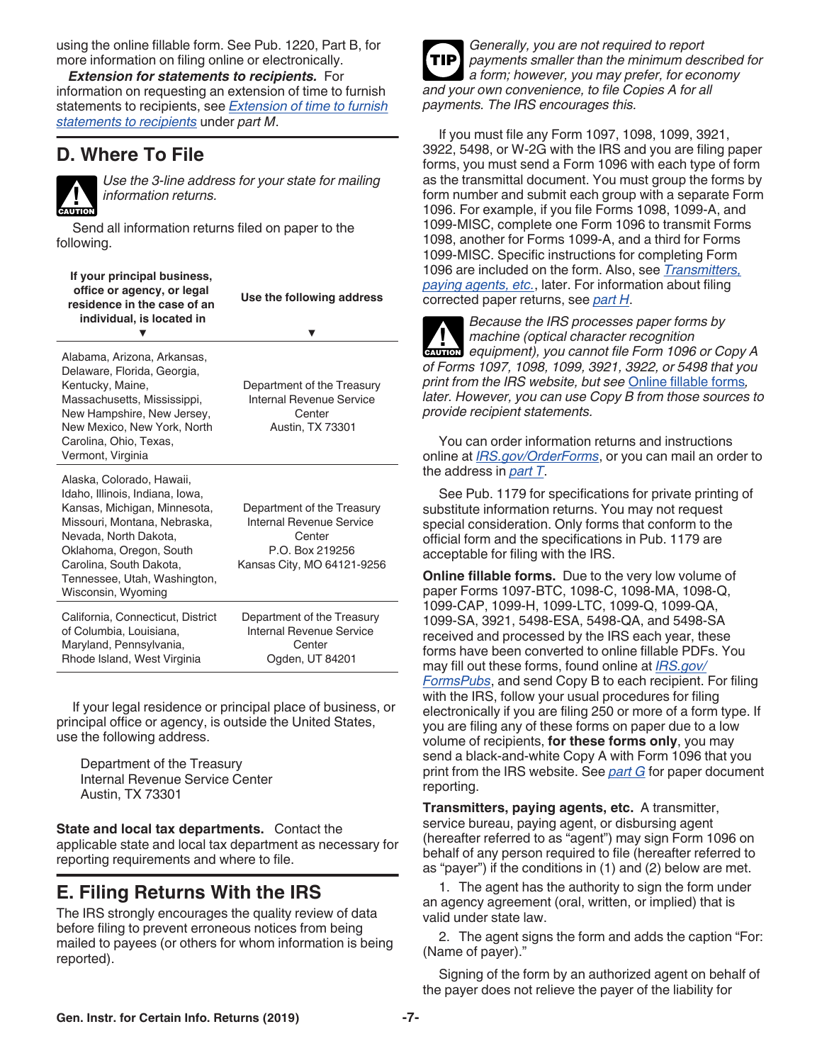using the online fillable form. See Pub. 1220, Part B, for more information on filing online or electronically.

***Extension for statements to recipients.*** For information on requesting an extension of time to furnish statements to recipients, see *Extension of time to furnish statements to recipients* under *part M*.

## D. Where To File

**CAUTION**: *Use the 3-line address for your state for mailing information returns.*

Send all information returns filed on paper to the following.

| If your principal business, office or agency, or legal residence in the case of an individual, is located in | Use the following address |
|---|---|
| Alabama, Arizona, Arkansas, Delaware, Florida, Georgia, Kentucky, Maine, Massachusetts, Mississippi, New Hampshire, New Jersey, New Mexico, New York, North Carolina, Ohio, Texas, Vermont, Virginia | Department of the Treasury Internal Revenue Service Center Austin, TX 73301 |
| Alaska, Colorado, Hawaii, Idaho, Illinois, Indiana, Iowa, Kansas, Michigan, Minnesota, Missouri, Montana, Nebraska, Nevada, North Dakota, Oklahoma, Oregon, South Carolina, South Dakota, Tennessee, Utah, Washington, Wisconsin, Wyoming | Department of the Treasury Internal Revenue Service Center P.O. Box 219256 Kansas City, MO 64121-9256 |
| California, Connecticut, District of Columbia, Louisiana, Maryland, Pennsylvania, Rhode Island, West Virginia | Department of the Treasury Internal Revenue Service Center Ogden, UT 84201 |

If your legal residence or principal place of business, or principal office or agency, is outside the United States, use the following address.

Department of the Treasury
Internal Revenue Service Center
Austin, TX 73301

**State and local tax departments.** Contact the applicable state and local tax department as necessary for reporting requirements and where to file.

## E. Filing Returns With the IRS

The IRS strongly encourages the quality review of data before filing to prevent erroneous notices from being mailed to payees (or others for whom information is being reported).

**TIP**: *Generally, you are not required to report payments smaller than the minimum described for a form; however, you may prefer, for economy and your own convenience, to file Copies A for all payments. The IRS encourages this.*

If you must file any Form 1097, 1098, 1099, 3921, 3922, 5498, or W-2G with the IRS and you are filing paper forms, you must send a Form 1096 with each type of form as the transmittal document. You must group the forms by form number and submit each group with a separate Form 1096. For example, if you file Forms 1098, 1099-A, and 1099-MISC, complete one Form 1096 to transmit Forms 1098, another for Forms 1099-A, and a third for Forms 1099-MISC. Specific instructions for completing Form 1096 are included on the form. Also, see *Transmitters, paying agents, etc.*, later. For information about filing corrected paper returns, see *part H*.

**CAUTION**: *Because the IRS processes paper forms by machine (optical character recognition equipment), you cannot file Form 1096 or Copy A of Forms 1097, 1098, 1099, 3921, 3922, or 5498 that you print from the IRS website, but see Online fillable forms, later. However, you can use Copy B from those sources to provide recipient statements.*

You can order information returns and instructions online at *IRS.gov/OrderForms*, or you can mail an order to the address in *part T*.

See Pub. 1179 for specifications for private printing of substitute information returns. You may not request special consideration. Only forms that conform to the official form and the specifications in Pub. 1179 are acceptable for filing with the IRS.

**Online fillable forms.** Due to the very low volume of paper Forms 1097-BTC, 1098-C, 1098-MA, 1098-Q, 1099-CAP, 1099-H, 1099-LTC, 1099-Q, 1099-QA, 1099-SA, 3921, 5498-ESA, 5498-QA, and 5498-SA received and processed by the IRS each year, these forms have been converted to online fillable PDFs. You may fill out these forms, found online at *IRS.gov/FormsPubs*, and send Copy B to each recipient. For filing with the IRS, follow your usual procedures for filing electronically if you are filing 250 or more of a form type. If you are filing any of these forms on paper due to a low volume of recipients, **for these forms only**, you may send a black-and-white Copy A with Form 1096 that you print from the IRS website. See *part G* for paper document reporting.

**Transmitters, paying agents, etc.** A transmitter, service bureau, paying agent, or disbursing agent (hereafter referred to as "agent") may sign Form 1096 on behalf of any person required to file (hereafter referred to as "payer") if the conditions in (1) and (2) below are met.

1. The agent has the authority to sign the form under an agency agreement (oral, written, or implied) that is valid under state law.

2. The agent signs the form and adds the caption "For: (Name of payer)."

Signing of the form by an authorized agent on behalf of the payer does not relieve the payer of the liability for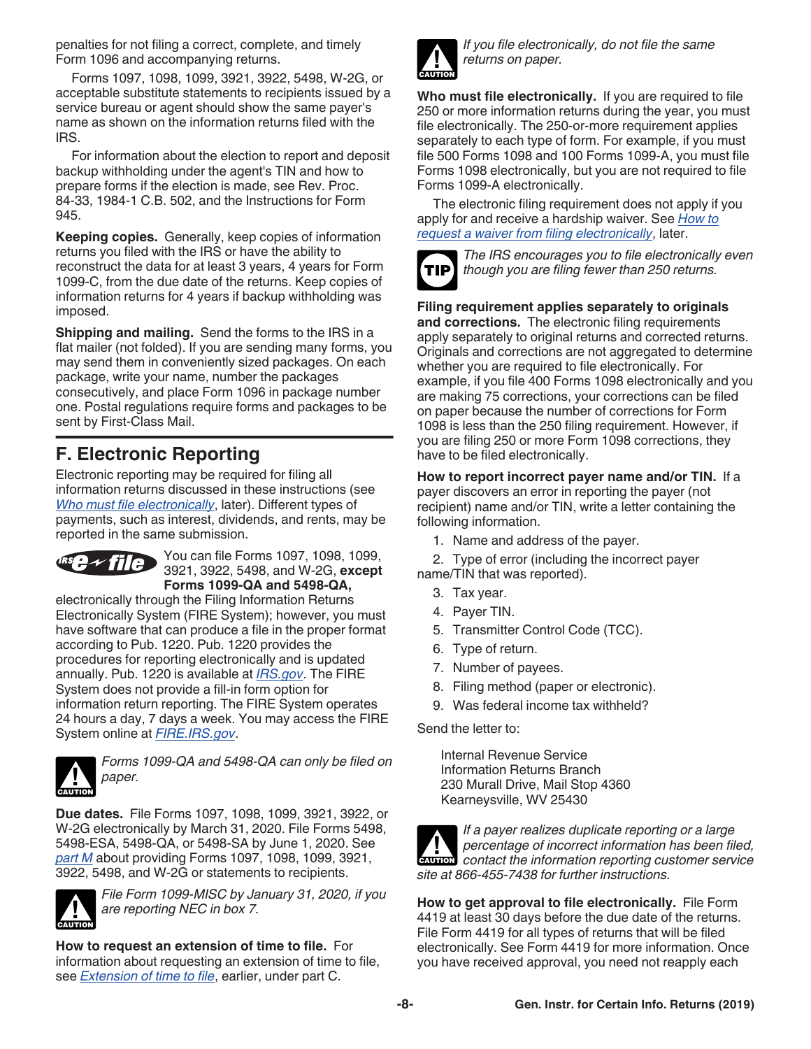penalties for not filing a correct, complete, and timely Form 1096 and accompanying returns.

Forms 1097, 1098, 1099, 3921, 3922, 5498, W-2G, or acceptable substitute statements to recipients issued by a service bureau or agent should show the same payer's name as shown on the information returns filed with the IRS.

For information about the election to report and deposit backup withholding under the agent's TIN and how to prepare forms if the election is made, see Rev. Proc. 84-33, 1984-1 C.B. 502, and the Instructions for Form 945.

**Keeping copies.** Generally, keep copies of information returns you filed with the IRS or have the ability to reconstruct the data for at least 3 years, 4 years for Form 1099-C, from the due date of the returns. Keep copies of information returns for 4 years if backup withholding was imposed.

**Shipping and mailing.** Send the forms to the IRS in a flat mailer (not folded). If you are sending many forms, you may send them in conveniently sized packages. On each package, write your name, number the packages consecutively, and place Form 1096 in package number one. Postal regulations require forms and packages to be sent by First-Class Mail.

## F. Electronic Reporting

Electronic reporting may be required for filing all information returns discussed in these instructions (see *Who must file electronically*, later). Different types of payments, such as interest, dividends, and rents, may be reported in the same submission.

You can file Forms 1097, 1098, 1099, 3921, 3922, 5498, and W-2G, **except Forms 1099-QA and 5498-QA,** electronically through the Filing Information Returns Electronically System (FIRE System); however, you must have software that can produce a file in the proper format according to Pub. 1220. Pub. 1220 provides the procedures for reporting electronically and is updated annually. Pub. 1220 is available at *IRS.gov*. The FIRE System does not provide a fill-in form option for information return reporting. The FIRE System operates 24 hours a day, 7 days a week. You may access the FIRE System online at *FIRE.IRS.gov*.

**CAUTION** *Forms 1099-QA and 5498-QA can only be filed on paper.*

**Due dates.** File Forms 1097, 1098, 1099, 3921, 3922, or W-2G electronically by March 31, 2020. File Forms 5498, 5498-ESA, 5498-QA, or 5498-SA by June 1, 2020. See *part M* about providing Forms 1097, 1098, 1099, 3921, 3922, 5498, and W-2G or statements to recipients.

**CAUTION** *File Form 1099-MISC by January 31, 2020, if you are reporting NEC in box 7.*

**How to request an extension of time to file.** For information about requesting an extension of time to file, see *Extension of time to file*, earlier, under part C.

**CAUTION** *If you file electronically, do not file the same returns on paper.*

**Who must file electronically.** If you are required to file 250 or more information returns during the year, you must file electronically. The 250-or-more requirement applies separately to each type of form. For example, if you must file 500 Forms 1098 and 100 Forms 1099-A, you must file Forms 1098 electronically, but you are not required to file Forms 1099-A electronically.

The electronic filing requirement does not apply if you apply for and receive a hardship waiver. See *How to request a waiver from filing electronically*, later.

**TIP** *The IRS encourages you to file electronically even though you are filing fewer than 250 returns.*

**Filing requirement applies separately to originals and corrections.** The electronic filing requirements apply separately to original returns and corrected returns. Originals and corrections are not aggregated to determine whether you are required to file electronically. For example, if you file 400 Forms 1098 electronically and you are making 75 corrections, your corrections can be filed on paper because the number of corrections for Form 1098 is less than the 250 filing requirement. However, if you are filing 250 or more Form 1098 corrections, they have to be filed electronically.

**How to report incorrect payer name and/or TIN.** If a payer discovers an error in reporting the payer (not recipient) name and/or TIN, write a letter containing the following information.

1. Name and address of the payer.
2. Type of error (including the incorrect payer name/TIN that was reported).
3. Tax year.
4. Payer TIN.
5. Transmitter Control Code (TCC).
6. Type of return.
7. Number of payees.
8. Filing method (paper or electronic).
9. Was federal income tax withheld?

Send the letter to:

Internal Revenue Service
Information Returns Branch
230 Murall Drive, Mail Stop 4360
Kearneysville, WV 25430

**CAUTION** *If a payer realizes duplicate reporting or a large percentage of incorrect information has been filed, contact the information reporting customer service site at 866-455-7438 for further instructions.*

**How to get approval to file electronically.** File Form 4419 at least 30 days before the due date of the returns. File Form 4419 for all types of returns that will be filed electronically. See Form 4419 for more information. Once you have received approval, you need not reapply each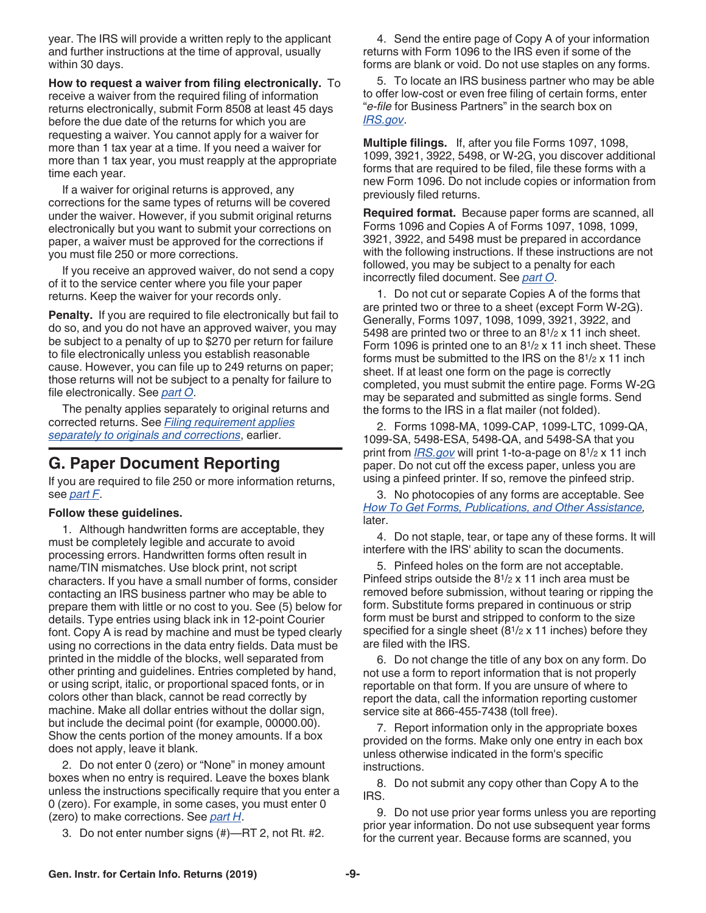year. The IRS will provide a written reply to the applicant and further instructions at the time of approval, usually within 30 days.

**How to request a waiver from filing electronically.** To receive a waiver from the required filing of information returns electronically, submit Form 8508 at least 45 days before the due date of the returns for which you are requesting a waiver. You cannot apply for a waiver for more than 1 tax year at a time. If you need a waiver for more than 1 tax year, you must reapply at the appropriate time each year.

If a waiver for original returns is approved, any corrections for the same types of returns will be covered under the waiver. However, if you submit original returns electronically but you want to submit your corrections on paper, a waiver must be approved for the corrections if you must file 250 or more corrections.

If you receive an approved waiver, do not send a copy of it to the service center where you file your paper returns. Keep the waiver for your records only.

**Penalty.** If you are required to file electronically but fail to do so, and you do not have an approved waiver, you may be subject to a penalty of up to $270 per return for failure to file electronically unless you establish reasonable cause. However, you can file up to 249 returns on paper; those returns will not be subject to a penalty for failure to file electronically. See *part O*.

The penalty applies separately to original returns and corrected returns. See *Filing requirement applies separately to originals and corrections*, earlier.

## G. Paper Document Reporting

If you are required to file 250 or more information returns, see *part F*.

**Follow these guidelines.**

1. Although handwritten forms are acceptable, they must be completely legible and accurate to avoid processing errors. Handwritten forms often result in name/TIN mismatches. Use block print, not script characters. If you have a small number of forms, consider contacting an IRS business partner who may be able to prepare them with little or no cost to you. See (5) below for details. Type entries using black ink in 12-point Courier font. Copy A is read by machine and must be typed clearly using no corrections in the data entry fields. Data must be printed in the middle of the blocks, well separated from other printing and guidelines. Entries completed by hand, or using script, italic, or proportional spaced fonts, or in colors other than black, cannot be read correctly by machine. Make all dollar entries without the dollar sign, but include the decimal point (for example, 00000.00). Show the cents portion of the money amounts. If a box does not apply, leave it blank.

2. Do not enter 0 (zero) or "None" in money amount boxes when no entry is required. Leave the boxes blank unless the instructions specifically require that you enter a 0 (zero). For example, in some cases, you must enter 0 (zero) to make corrections. See *part H*.

3. Do not enter number signs (#)—RT 2, not Rt. #2.

4. Send the entire page of Copy A of your information returns with Form 1096 to the IRS even if some of the forms are blank or void. Do not use staples on any forms.

5. To locate an IRS business partner who may be able to offer low-cost or even free filing of certain forms, enter "*e-file* for Business Partners" in the search box on *IRS.gov*.

**Multiple filings.** If, after you file Forms 1097, 1098, 1099, 3921, 3922, 5498, or W-2G, you discover additional forms that are required to be filed, file these forms with a new Form 1096. Do not include copies or information from previously filed returns.

**Required format.** Because paper forms are scanned, all Forms 1096 and Copies A of Forms 1097, 1098, 1099, 3921, 3922, and 5498 must be prepared in accordance with the following instructions. If these instructions are not followed, you may be subject to a penalty for each incorrectly filed document. See *part O*.

1. Do not cut or separate Copies A of the forms that are printed two or three to a sheet (except Form W-2G). Generally, Forms 1097, 1098, 1099, 3921, 3922, and 5498 are printed two or three to an 8½ x 11 inch sheet. Form 1096 is printed one to an 8½ x 11 inch sheet. These forms must be submitted to the IRS on the 8½ x 11 inch sheet. If at least one form on the page is correctly completed, you must submit the entire page. Forms W-2G may be separated and submitted as single forms. Send the forms to the IRS in a flat mailer (not folded).

2. Forms 1098-MA, 1099-CAP, 1099-LTC, 1099-QA, 1099-SA, 5498-ESA, 5498-QA, and 5498-SA that you print from *IRS.gov* will print 1-to-a-page on 8½ x 11 inch paper. Do not cut off the excess paper, unless you are using a pinfeed printer. If so, remove the pinfeed strip.

3. No photocopies of any forms are acceptable. See *How To Get Forms, Publications, and Other Assistance*, later.

4. Do not staple, tear, or tape any of these forms. It will interfere with the IRS' ability to scan the documents.

5. Pinfeed holes on the form are not acceptable. Pinfeed strips outside the 8½ x 11 inch area must be removed before submission, without tearing or ripping the form. Substitute forms prepared in continuous or strip form must be burst and stripped to conform to the size specified for a single sheet (8½ x 11 inches) before they are filed with the IRS.

6. Do not change the title of any box on any form. Do not use a form to report information that is not properly reportable on that form. If you are unsure of where to report the data, call the information reporting customer service site at 866-455-7438 (toll free).

7. Report information only in the appropriate boxes provided on the forms. Make only one entry in each box unless otherwise indicated in the form's specific instructions.

8. Do not submit any copy other than Copy A to the IRS.

9. Do not use prior year forms unless you are reporting prior year information. Do not use subsequent year forms for the current year. Because forms are scanned, you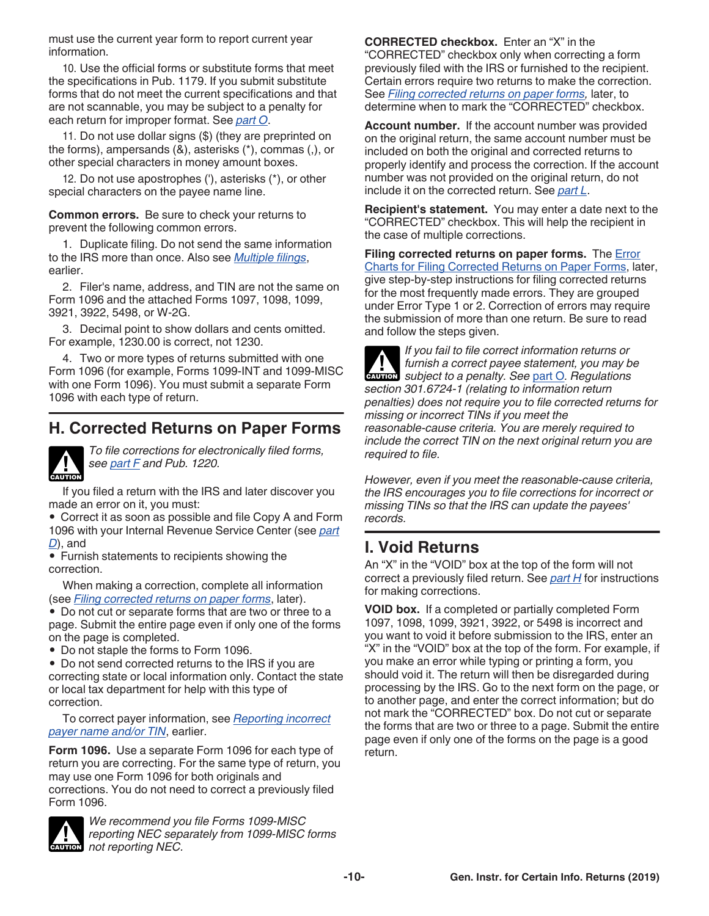must use the current year form to report current year information.

10. Use the official forms or substitute forms that meet the specifications in Pub. 1179. If you submit substitute forms that do not meet the current specifications and that are not scannable, you may be subject to a penalty for each return for improper format. See *part O*.

11. Do not use dollar signs ($) (they are preprinted on the forms), ampersands (&), asterisks (*), commas (,), or other special characters in money amount boxes.

12. Do not use apostrophes ('), asterisks (*), or other special characters on the payee name line.

**Common errors.** Be sure to check your returns to prevent the following common errors.

1. Duplicate filing. Do not send the same information to the IRS more than once. Also see *Multiple filings*, earlier.

2. Filer's name, address, and TIN are not the same on Form 1096 and the attached Forms 1097, 1098, 1099, 3921, 3922, 5498, or W-2G.

3. Decimal point to show dollars and cents omitted. For example, 1230.00 is correct, not 1230.

4. Two or more types of returns submitted with one Form 1096 (for example, Forms 1099-INT and 1099-MISC with one Form 1096). You must submit a separate Form 1096 with each type of return.

## H. Corrected Returns on Paper Forms

CAUTION: *To file corrections for electronically filed forms, see part F and Pub. 1220.*

If you filed a return with the IRS and later discover you made an error on it, you must:

- Correct it as soon as possible and file Copy A and Form 1096 with your Internal Revenue Service Center (see *part D*), and
- Furnish statements to recipients showing the correction.

When making a correction, complete all information (see *Filing corrected returns on paper forms*, later).

- Do not cut or separate forms that are two or three to a page. Submit the entire page even if only one of the forms on the page is completed.
- Do not staple the forms to Form 1096.
- Do not send corrected returns to the IRS if you are correcting state or local information only. Contact the state or local tax department for help with this type of correction.

To correct payer information, see *Reporting incorrect payer name and/or TIN*, earlier.

**Form 1096.** Use a separate Form 1096 for each type of return you are correcting. For the same type of return, you may use one Form 1096 for both originals and corrections. You do not need to correct a previously filed Form 1096.

CAUTION: *We recommend you file Forms 1099-MISC reporting NEC separately from 1099-MISC forms not reporting NEC.*

**CORRECTED checkbox.** Enter an "X" in the "CORRECTED" checkbox only when correcting a form previously filed with the IRS or furnished to the recipient. Certain errors require two returns to make the correction. See *Filing corrected returns on paper forms*, later, to determine when to mark the "CORRECTED" checkbox.

**Account number.** If the account number was provided on the original return, the same account number must be included on both the original and corrected returns to properly identify and process the correction. If the account number was not provided on the original return, do not include it on the corrected return. See *part L*.

**Recipient's statement.** You may enter a date next to the "CORRECTED" checkbox. This will help the recipient in the case of multiple corrections.

**Filing corrected returns on paper forms.** The Error Charts for Filing Corrected Returns on Paper Forms, later, give step-by-step instructions for filing corrected returns for the most frequently made errors. They are grouped under Error Type 1 or 2. Correction of errors may require the submission of more than one return. Be sure to read and follow the steps given.

CAUTION: *If you fail to file correct information returns or furnish a correct payee statement, you may be subject to a penalty. See part O. Regulations section 301.6724-1 (relating to information return penalties) does not require you to file corrected returns for missing or incorrect TINs if you meet the reasonable-cause criteria. You are merely required to include the correct TIN on the next original return you are required to file.*

*However, even if you meet the reasonable-cause criteria, the IRS encourages you to file corrections for incorrect or missing TINs so that the IRS can update the payees' records.*

## I. Void Returns

An "X" in the "VOID" box at the top of the form will not correct a previously filed return. See *part H* for instructions for making corrections.

**VOID box.** If a completed or partially completed Form 1097, 1098, 1099, 3921, 3922, or 5498 is incorrect and you want to void it before submission to the IRS, enter an "X" in the "VOID" box at the top of the form. For example, if you make an error while typing or printing a form, you should void it. The return will then be disregarded during processing by the IRS. Go to the next form on the page, or to another page, and enter the correct information; but do not mark the "CORRECTED" box. Do not cut or separate the forms that are two or three to a page. Submit the entire page even if only one of the forms on the page is a good return.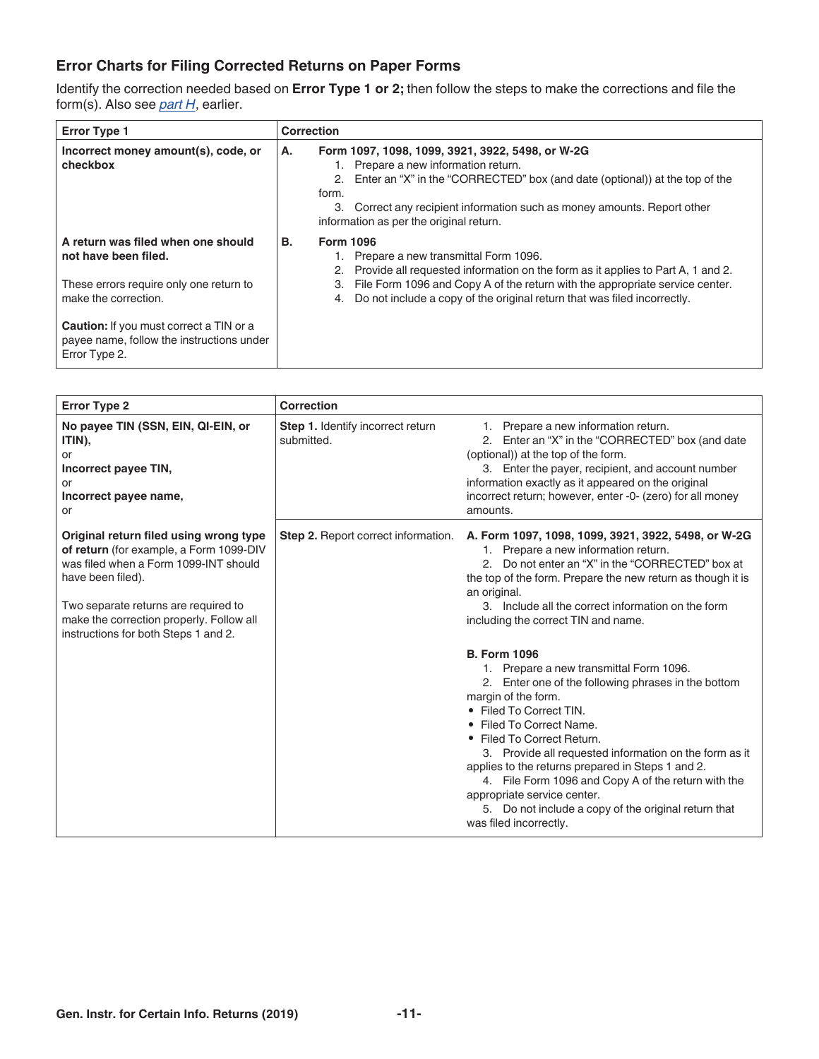### Error Charts for Filing Corrected Returns on Paper Forms

Identify the correction needed based on **Error Type 1 or 2;** then follow the steps to make the corrections and file the form(s). Also see *part H*, earlier.

| Error Type 1 | Correction |
|---|---|
| **Incorrect money amount(s), code, or checkbox**<br><br>**A return was filed when one should not have been filed.**<br><br>These errors require only one return to make the correction.<br><br>**Caution:** If you must correct a TIN or a payee name, follow the instructions under Error Type 2. | **A. Form 1097, 1098, 1099, 3921, 3922, 5498, or W-2G**<br>1. Prepare a new information return.<br>2. Enter an "X" in the "CORRECTED" box (and date (optional)) at the top of the form.<br>3. Correct any recipient information such as money amounts. Report other information as per the original return.<br><br>**B. Form 1096**<br>1. Prepare a new transmittal Form 1096.<br>2. Provide all requested information on the form as it applies to Part A, 1 and 2.<br>3. File Form 1096 and Copy A of the return with the appropriate service center.<br>4. Do not include a copy of the original return that was filed incorrectly. |

| Error Type 2 | Correction | |
|---|---|---|
| **No payee TIN (SSN, EIN, QI-EIN, or ITIN),**<br>or<br>**Incorrect payee TIN,**<br>or<br>**Incorrect payee name,**<br>or | **Step 1.** Identify incorrect return submitted. | 1. Prepare a new information return.<br>2. Enter an "X" in the "CORRECTED" box (and date (optional)) at the top of the form.<br>3. Enter the payer, recipient, and account number information exactly as it appeared on the original incorrect return; however, enter -0- (zero) for all money amounts. |
| **Original return filed using wrong type of return** (for example, a Form 1099-DIV was filed when a Form 1099-INT should have been filed).<br><br>Two separate returns are required to make the correction properly. Follow all instructions for both Steps 1 and 2. | **Step 2.** Report correct information. | **A. Form 1097, 1098, 1099, 3921, 3922, 5498, or W-2G**<br>1. Prepare a new information return.<br>2. Do not enter an "X" in the "CORRECTED" box at the top of the form. Prepare the new return as though it is an original.<br>3. Include all the correct information on the form including the correct TIN and name.<br><br>**B. Form 1096**<br>1. Prepare a new transmittal Form 1096.<br>2. Enter one of the following phrases in the bottom margin of the form.<br>• Filed To Correct TIN.<br>• Filed To Correct Name.<br>• Filed To Correct Return.<br>3. Provide all requested information on the form as it applies to the returns prepared in Steps 1 and 2.<br>4. File Form 1096 and Copy A of the return with the appropriate service center.<br>5. Do not include a copy of the original return that was filed incorrectly. |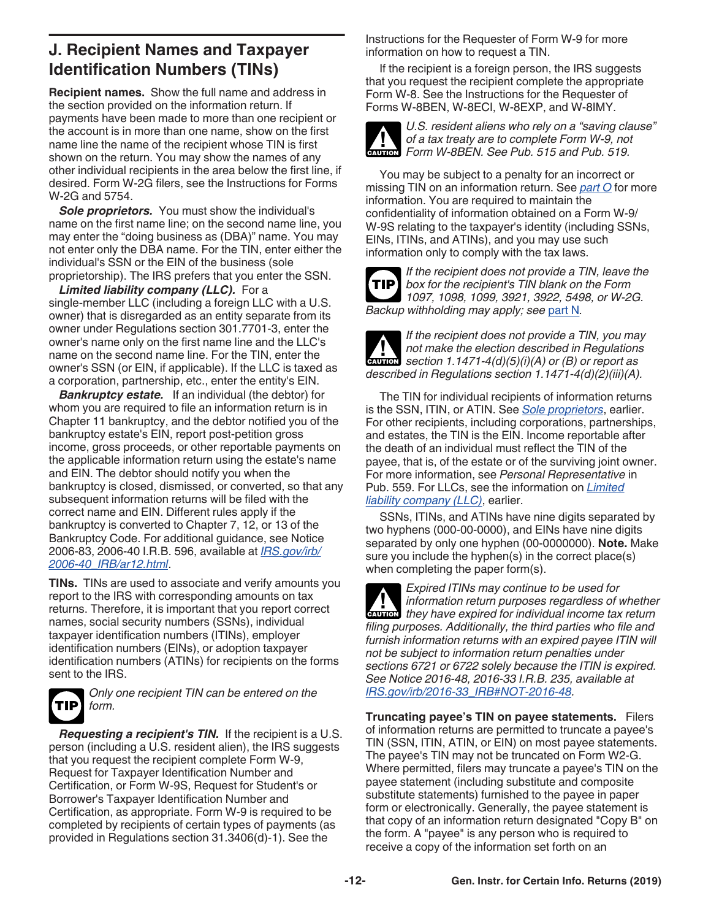## J. Recipient Names and Taxpayer Identification Numbers (TINs)

**Recipient names.** Show the full name and address in the section provided on the information return. If payments have been made to more than one recipient or the account is in more than one name, show on the first name line the name of the recipient whose TIN is first shown on the return. You may show the names of any other individual recipients in the area below the first line, if desired. Form W-2G filers, see the Instructions for Forms W-2G and 5754.

***Sole proprietors.*** You must show the individual's name on the first name line; on the second name line, you may enter the "doing business as (DBA)" name. You may not enter only the DBA name. For the TIN, enter either the individual's SSN or the EIN of the business (sole proprietorship). The IRS prefers that you enter the SSN.

***Limited liability company (LLC).*** For a single-member LLC (including a foreign LLC with a U.S. owner) that is disregarded as an entity separate from its owner under Regulations section 301.7701-3, enter the owner's name only on the first name line and the LLC's name on the second name line. For the TIN, enter the owner's SSN (or EIN, if applicable). If the LLC is taxed as a corporation, partnership, etc., enter the entity's EIN.

***Bankruptcy estate.*** If an individual (the debtor) for whom you are required to file an information return is in Chapter 11 bankruptcy, and the debtor notified you of the bankruptcy estate's EIN, report post-petition gross income, gross proceeds, or other reportable payments on the applicable information return using the estate's name and EIN. The debtor should notify you when the bankruptcy is closed, dismissed, or converted, so that any subsequent information returns will be filed with the correct name and EIN. Different rules apply if the bankruptcy is converted to Chapter 7, 12, or 13 of the Bankruptcy Code. For additional guidance, see Notice 2006-83, 2006-40 I.R.B. 596, available at *IRS.gov/irb/2006-40_IRB/ar12.html*.

**TINs.** TINs are used to associate and verify amounts you report to the IRS with corresponding amounts on tax returns. Therefore, it is important that you report correct names, social security numbers (SSNs), individual taxpayer identification numbers (ITINs), employer identification numbers (EINs), or adoption taxpayer identification numbers (ATINs) for recipients on the forms sent to the IRS.

> **TIP** *Only one recipient TIN can be entered on the form.*

***Requesting a recipient's TIN.*** If the recipient is a U.S. person (including a U.S. resident alien), the IRS suggests that you request the recipient complete Form W-9, Request for Taxpayer Identification Number and Certification, or Form W-9S, Request for Student's or Borrower's Taxpayer Identification Number and Certification, as appropriate. Form W-9 is required to be completed by recipients of certain types of payments (as provided in Regulations section 31.3406(d)-1). See the Instructions for the Requester of Form W-9 for more information on how to request a TIN.

If the recipient is a foreign person, the IRS suggests that you request the recipient complete the appropriate Form W-8. See the Instructions for the Requester of Forms W-8BEN, W-8ECI, W-8EXP, and W-8IMY.

> **CAUTION** *U.S. resident aliens who rely on a "saving clause" of a tax treaty are to complete Form W-9, not Form W-8BEN. See Pub. 515 and Pub. 519.*

You may be subject to a penalty for an incorrect or missing TIN on an information return. See *part O* for more information. You are required to maintain the confidentiality of information obtained on a Form W-9/W-9S relating to the taxpayer's identity (including SSNs, EINs, ITINs, and ATINs), and you may use such information only to comply with the tax laws.

> **TIP** *If the recipient does not provide a TIN, leave the box for the recipient's TIN blank on the Form 1097, 1098, 1099, 3921, 3922, 5498, or W-2G. Backup withholding may apply; see* part N.

> **CAUTION** *If the recipient does not provide a TIN, you may not make the election described in Regulations section 1.1471-4(d)(5)(i)(A) or (B) or report as described in Regulations section 1.1471-4(d)(2)(iii)(A).*

The TIN for individual recipients of information returns is the SSN, ITIN, or ATIN. See *Sole proprietors*, earlier. For other recipients, including corporations, partnerships, and estates, the TIN is the EIN. Income reportable after the death of an individual must reflect the TIN of the payee, that is, of the estate or of the surviving joint owner. For more information, see *Personal Representative* in Pub. 559. For LLCs, see the information on *Limited liability company (LLC)*, earlier.

SSNs, ITINs, and ATINs have nine digits separated by two hyphens (000-00-0000), and EINs have nine digits separated by only one hyphen (00-0000000). **Note.** Make sure you include the hyphen(s) in the correct place(s) when completing the paper form(s).

> **CAUTION** *Expired ITINs may continue to be used for information return purposes regardless of whether they have expired for individual income tax return filing purposes. Additionally, the third parties who file and furnish information returns with an expired payee ITIN will not be subject to information return penalties under sections 6721 or 6722 solely because the ITIN is expired. See Notice 2016-48, 2016-33 I.R.B. 235, available at IRS.gov/irb/2016-33_IRB#NOT-2016-48.*

**Truncating payee's TIN on payee statements.** Filers of information returns are permitted to truncate a payee's TIN (SSN, ITIN, ATIN, or EIN) on most payee statements. The payee's TIN may not be truncated on Form W2-G. Where permitted, filers may truncate a payee's TIN on the payee statement (including substitute and composite substitute statements) furnished to the payee in paper form or electronically. Generally, the payee statement is that copy of an information return designated "Copy B" on the form. A "payee" is any person who is required to receive a copy of the information set forth on an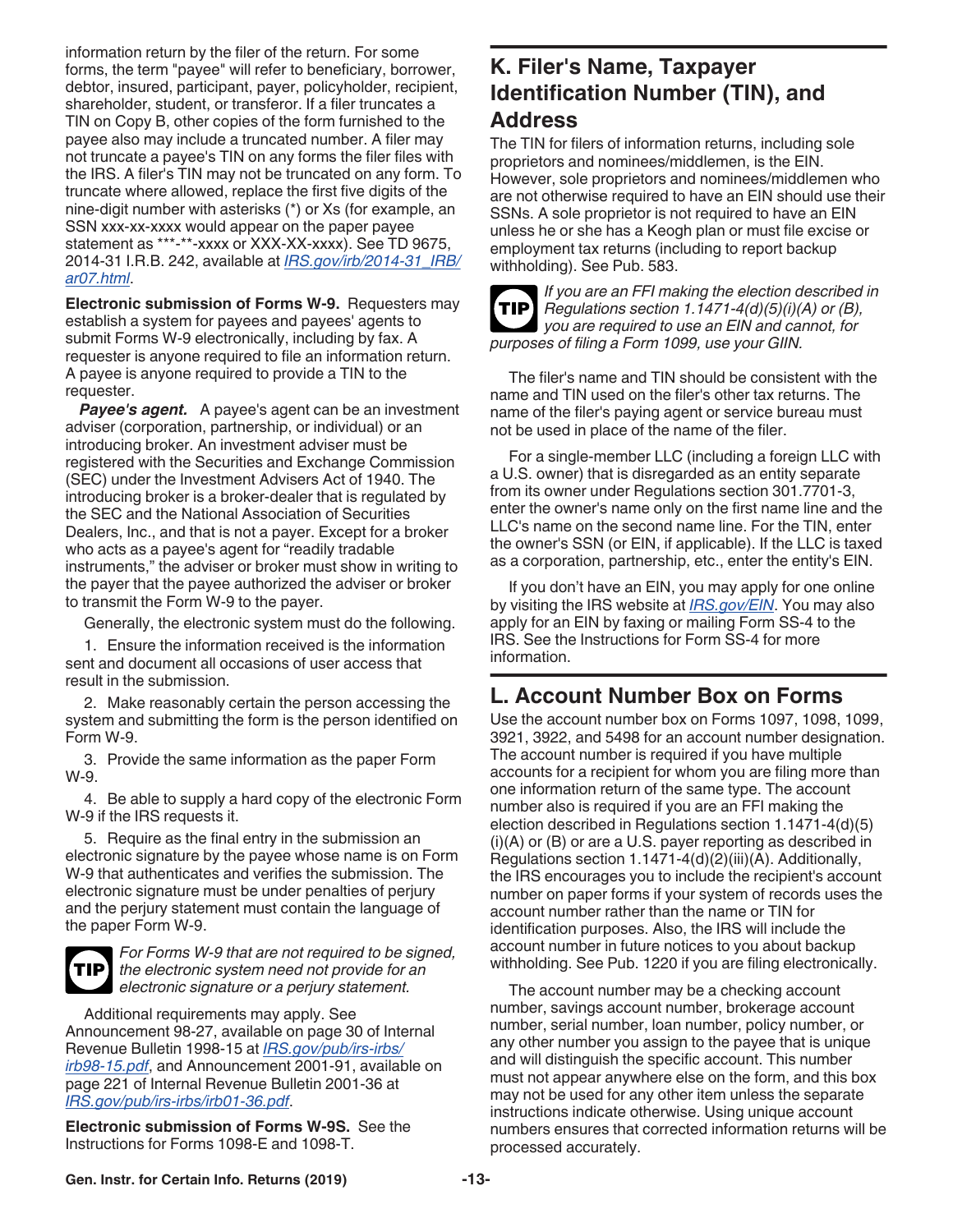information return by the filer of the return. For some forms, the term "payee" will refer to beneficiary, borrower, debtor, insured, participant, payer, policyholder, recipient, shareholder, student, or transferor. If a filer truncates a TIN on Copy B, other copies of the form furnished to the payee also may include a truncated number. A filer may not truncate a payee's TIN on any forms the filer files with the IRS. A filer's TIN may not be truncated on any form. To truncate where allowed, replace the first five digits of the nine-digit number with asterisks (*) or Xs (for example, an SSN xxx-xx-xxxx would appear on the paper payee statement as ***-**-xxxx or XXX-XX-xxxx). See TD 9675, 2014-31 I.R.B. 242, available at *IRS.gov/irb/2014-31_IRB/ar07.html*.

**Electronic submission of Forms W-9.** Requesters may establish a system for payees and payees' agents to submit Forms W-9 electronically, including by fax. A requester is anyone required to file an information return. A payee is anyone required to provide a TIN to the requester.

***Payee's agent.*** A payee's agent can be an investment adviser (corporation, partnership, or individual) or an introducing broker. An investment adviser must be registered with the Securities and Exchange Commission (SEC) under the Investment Advisers Act of 1940. The introducing broker is a broker-dealer that is regulated by the SEC and the National Association of Securities Dealers, Inc., and that is not a payer. Except for a broker who acts as a payee's agent for "readily tradable instruments," the adviser or broker must show in writing to the payer that the payee authorized the adviser or broker to transmit the Form W-9 to the payer.

Generally, the electronic system must do the following.

1. Ensure the information received is the information sent and document all occasions of user access that result in the submission.

2. Make reasonably certain the person accessing the system and submitting the form is the person identified on Form W-9.

3. Provide the same information as the paper Form W-9.

4. Be able to supply a hard copy of the electronic Form W-9 if the IRS requests it.

5. Require as the final entry in the submission an electronic signature by the payee whose name is on Form W-9 that authenticates and verifies the submission. The electronic signature must be under penalties of perjury and the perjury statement must contain the language of the paper Form W-9.

**TIP** *For Forms W-9 that are not required to be signed, the electronic system need not provide for an electronic signature or a perjury statement.*

Additional requirements may apply. See Announcement 98-27, available on page 30 of Internal Revenue Bulletin 1998-15 at *IRS.gov/pub/irs-irbs/irb98-15.pdf*, and Announcement 2001-91, available on page 221 of Internal Revenue Bulletin 2001-36 at *IRS.gov/pub/irs-irbs/irb01-36.pdf*.

**Electronic submission of Forms W-9S.** See the Instructions for Forms 1098-E and 1098-T.

## K. Filer's Name, Taxpayer Identification Number (TIN), and Address

The TIN for filers of information returns, including sole proprietors and nominees/middlemen, is the EIN. However, sole proprietors and nominees/middlemen who are not otherwise required to have an EIN should use their SSNs. A sole proprietor is not required to have an EIN unless he or she has a Keogh plan or must file excise or employment tax returns (including to report backup withholding). See Pub. 583.

**TIP** *If you are an FFI making the election described in Regulations section 1.1471-4(d)(5)(i)(A) or (B), you are required to use an EIN and cannot, for purposes of filing a Form 1099, use your GIIN.*

The filer's name and TIN should be consistent with the name and TIN used on the filer's other tax returns. The name of the filer's paying agent or service bureau must not be used in place of the name of the filer.

For a single-member LLC (including a foreign LLC with a U.S. owner) that is disregarded as an entity separate from its owner under Regulations section 301.7701-3, enter the owner's name only on the first name line and the LLC's name on the second name line. For the TIN, enter the owner's SSN (or EIN, if applicable). If the LLC is taxed as a corporation, partnership, etc., enter the entity's EIN.

If you don't have an EIN, you may apply for one online by visiting the IRS website at *IRS.gov/EIN*. You may also apply for an EIN by faxing or mailing Form SS-4 to the IRS. See the Instructions for Form SS-4 for more information.

## L. Account Number Box on Forms

Use the account number box on Forms 1097, 1098, 1099, 3921, 3922, and 5498 for an account number designation. The account number is required if you have multiple accounts for a recipient for whom you are filing more than one information return of the same type. The account number also is required if you are an FFI making the election described in Regulations section 1.1471-4(d)(5)(i)(A) or (B) or are a U.S. payer reporting as described in Regulations section 1.1471-4(d)(2)(iii)(A). Additionally, the IRS encourages you to include the recipient's account number on paper forms if your system of records uses the account number rather than the name or TIN for identification purposes. Also, the IRS will include the account number in future notices to you about backup withholding. See Pub. 1220 if you are filing electronically.

The account number may be a checking account number, savings account number, brokerage account number, serial number, loan number, policy number, or any other number you assign to the payee that is unique and will distinguish the specific account. This number must not appear anywhere else on the form, and this box may not be used for any other item unless the separate instructions indicate otherwise. Using unique account numbers ensures that corrected information returns will be processed accurately.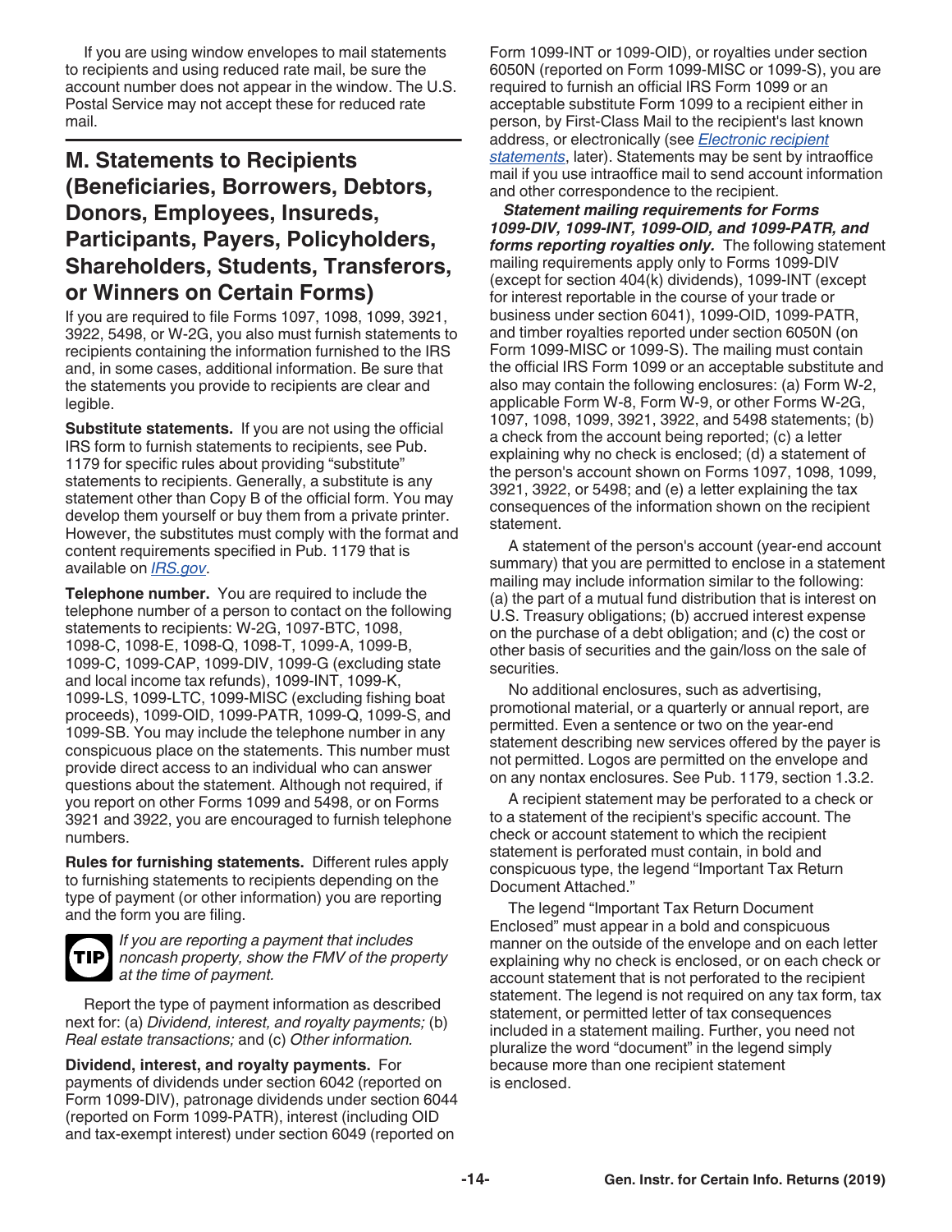If you are using window envelopes to mail statements to recipients and using reduced rate mail, be sure the account number does not appear in the window. The U.S. Postal Service may not accept these for reduced rate mail.

## M. Statements to Recipients (Beneficiaries, Borrowers, Debtors, Donors, Employees, Insureds, Participants, Payers, Policyholders, Shareholders, Students, Transferors, or Winners on Certain Forms)

If you are required to file Forms 1097, 1098, 1099, 3921, 3922, 5498, or W-2G, you also must furnish statements to recipients containing the information furnished to the IRS and, in some cases, additional information. Be sure that the statements you provide to recipients are clear and legible.

**Substitute statements.** If you are not using the official IRS form to furnish statements to recipients, see Pub. 1179 for specific rules about providing "substitute" statements to recipients. Generally, a substitute is any statement other than Copy B of the official form. You may develop them yourself or buy them from a private printer. However, the substitutes must comply with the format and content requirements specified in Pub. 1179 that is available on *IRS.gov*.

**Telephone number.** You are required to include the telephone number of a person to contact on the following statements to recipients: W-2G, 1097-BTC, 1098, 1098-C, 1098-E, 1098-Q, 1098-T, 1099-A, 1099-B, 1099-C, 1099-CAP, 1099-DIV, 1099-G (excluding state and local income tax refunds), 1099-INT, 1099-K, 1099-LS, 1099-LTC, 1099-MISC (excluding fishing boat proceeds), 1099-OID, 1099-PATR, 1099-Q, 1099-S, and 1099-SB. You may include the telephone number in any conspicuous place on the statements. This number must provide direct access to an individual who can answer questions about the statement. Although not required, if you report on other Forms 1099 and 5498, or on Forms 3921 and 3922, you are encouraged to furnish telephone numbers.

**Rules for furnishing statements.** Different rules apply to furnishing statements to recipients depending on the type of payment (or other information) you are reporting and the form you are filing.

**TIP** *If you are reporting a payment that includes noncash property, show the FMV of the property at the time of payment.*

Report the type of payment information as described next for: (a) *Dividend, interest, and royalty payments;* (b) *Real estate transactions;* and (c) *Other information.*

**Dividend, interest, and royalty payments.** For payments of dividends under section 6042 (reported on Form 1099-DIV), patronage dividends under section 6044 (reported on Form 1099-PATR), interest (including OID and tax-exempt interest) under section 6049 (reported on Form 1099-INT or 1099-OID), or royalties under section 6050N (reported on Form 1099-MISC or 1099-S), you are required to furnish an official IRS Form 1099 or an acceptable substitute Form 1099 to a recipient either in person, by First-Class Mail to the recipient's last known address, or electronically (see *Electronic recipient statements*, later). Statements may be sent by intraoffice mail if you use intraoffice mail to send account information and other correspondence to the recipient.

***Statement mailing requirements for Forms 1099-DIV, 1099-INT, 1099-OID, and 1099-PATR, and forms reporting royalties only.*** The following statement mailing requirements apply only to Forms 1099-DIV (except for section 404(k) dividends), 1099-INT (except for interest reportable in the course of your trade or business under section 6041), 1099-OID, 1099-PATR, and timber royalties reported under section 6050N (on Form 1099-MISC or 1099-S). The mailing must contain the official IRS Form 1099 or an acceptable substitute and also may contain the following enclosures: (a) Form W-2, applicable Form W-8, Form W-9, or other Forms W-2G, 1097, 1098, 1099, 3921, 3922, and 5498 statements; (b) a check from the account being reported; (c) a letter explaining why no check is enclosed; (d) a statement of the person's account shown on Forms 1097, 1098, 1099, 3921, 3922, or 5498; and (e) a letter explaining the tax consequences of the information shown on the recipient statement.

A statement of the person's account (year-end account summary) that you are permitted to enclose in a statement mailing may include information similar to the following: (a) the part of a mutual fund distribution that is interest on U.S. Treasury obligations; (b) accrued interest expense on the purchase of a debt obligation; and (c) the cost or other basis of securities and the gain/loss on the sale of securities.

No additional enclosures, such as advertising, promotional material, or a quarterly or annual report, are permitted. Even a sentence or two on the year-end statement describing new services offered by the payer is not permitted. Logos are permitted on the envelope and on any nontax enclosures. See Pub. 1179, section 1.3.2.

A recipient statement may be perforated to a check or to a statement of the recipient's specific account. The check or account statement to which the recipient statement is perforated must contain, in bold and conspicuous type, the legend "Important Tax Return Document Attached."

The legend "Important Tax Return Document Enclosed" must appear in a bold and conspicuous manner on the outside of the envelope and on each letter explaining why no check is enclosed, or on each check or account statement that is not perforated to the recipient statement. The legend is not required on any tax form, tax statement, or permitted letter of tax consequences included in a statement mailing. Further, you need not pluralize the word "document" in the legend simply because more than one recipient statement is enclosed.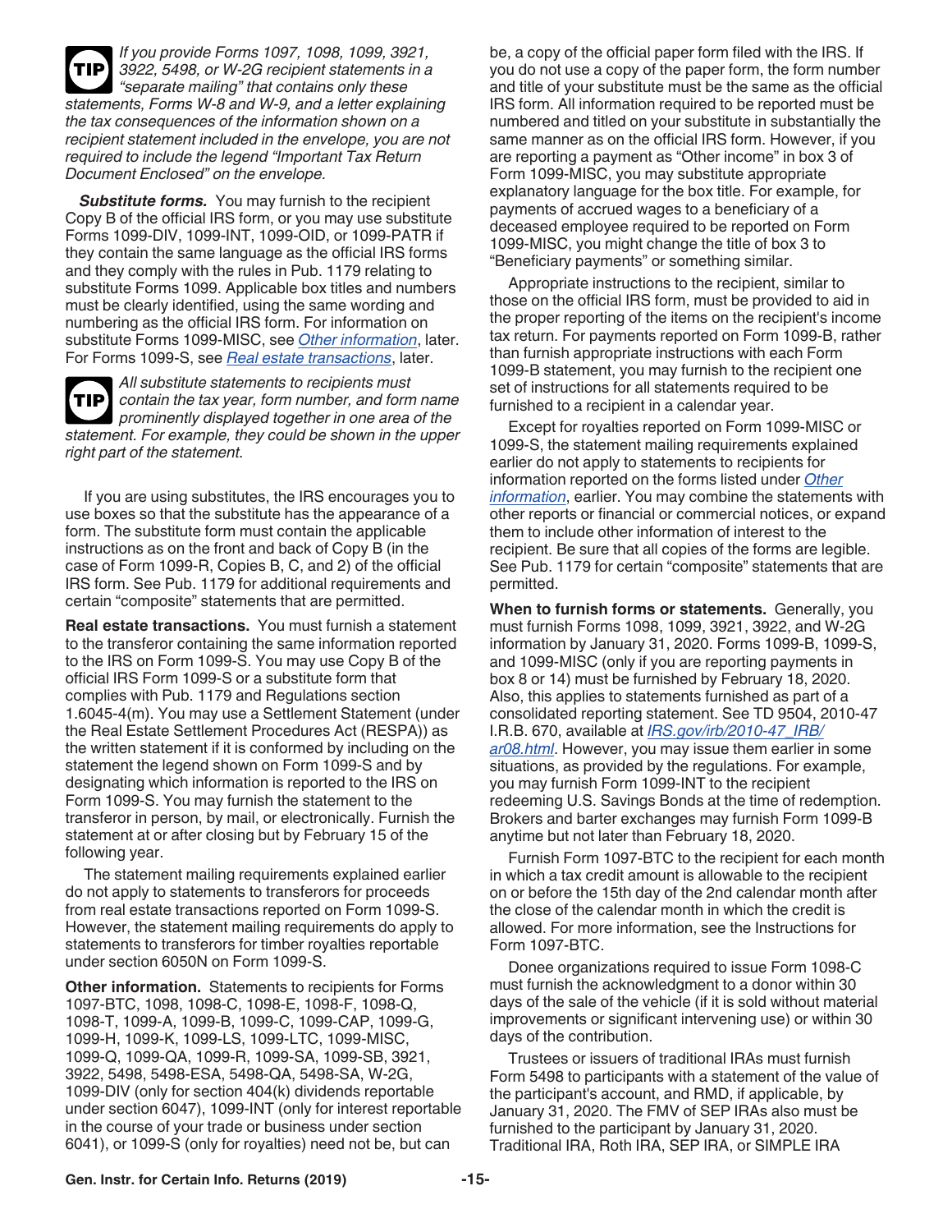**TIP** *If you provide Forms 1097, 1098, 1099, 3921, 3922, 5498, or W-2G recipient statements in a "separate mailing" that contains only these statements, Forms W-8 and W-9, and a letter explaining the tax consequences of the information shown on a recipient statement included in the envelope, you are not required to include the legend "Important Tax Return Document Enclosed" on the envelope.*

***Substitute forms.*** You may furnish to the recipient Copy B of the official IRS form, or you may use substitute Forms 1099-DIV, 1099-INT, 1099-OID, or 1099-PATR if they contain the same language as the official IRS forms and they comply with the rules in Pub. 1179 relating to substitute Forms 1099. Applicable box titles and numbers must be clearly identified, using the same wording and numbering as the official IRS form. For information on substitute Forms 1099-MISC, see *Other information*, later. For Forms 1099-S, see *Real estate transactions*, later.

**TIP** *All substitute statements to recipients must contain the tax year, form number, and form name prominently displayed together in one area of the statement. For example, they could be shown in the upper right part of the statement.*

If you are using substitutes, the IRS encourages you to use boxes so that the substitute has the appearance of a form. The substitute form must contain the applicable instructions as on the front and back of Copy B (in the case of Form 1099-R, Copies B, C, and 2) of the official IRS form. See Pub. 1179 for additional requirements and certain "composite" statements that are permitted.

**Real estate transactions.** You must furnish a statement to the transferor containing the same information reported to the IRS on Form 1099-S. You may use Copy B of the official IRS Form 1099-S or a substitute form that complies with Pub. 1179 and Regulations section 1.6045-4(m). You may use a Settlement Statement (under the Real Estate Settlement Procedures Act (RESPA)) as the written statement if it is conformed by including on the statement the legend shown on Form 1099-S and by designating which information is reported to the IRS on Form 1099-S. You may furnish the statement to the transferor in person, by mail, or electronically. Furnish the statement at or after closing but by February 15 of the following year.

The statement mailing requirements explained earlier do not apply to statements to transferors for proceeds from real estate transactions reported on Form 1099-S. However, the statement mailing requirements do apply to statements to transferors for timber royalties reportable under section 6050N on Form 1099-S.

**Other information.** Statements to recipients for Forms 1097-BTC, 1098, 1098-C, 1098-E, 1098-F, 1098-Q, 1098-T, 1099-A, 1099-B, 1099-C, 1099-CAP, 1099-G, 1099-H, 1099-K, 1099-LS, 1099-LTC, 1099-MISC, 1099-Q, 1099-QA, 1099-R, 1099-SA, 1099-SB, 3921, 3922, 5498, 5498-ESA, 5498-QA, 5498-SA, W-2G, 1099-DIV (only for section 404(k) dividends reportable under section 6047), 1099-INT (only for interest reportable in the course of your trade or business under section 6041), or 1099-S (only for royalties) need not be, but can be, a copy of the official paper form filed with the IRS. If you do not use a copy of the paper form, the form number and title of your substitute must be the same as the official IRS form. All information required to be reported must be numbered and titled on your substitute in substantially the same manner as on the official IRS form. However, if you are reporting a payment as "Other income" in box 3 of Form 1099-MISC, you may substitute appropriate explanatory language for the box title. For example, for payments of accrued wages to a beneficiary of a deceased employee required to be reported on Form 1099-MISC, you might change the title of box 3 to "Beneficiary payments" or something similar.

Appropriate instructions to the recipient, similar to those on the official IRS form, must be provided to aid in the proper reporting of the items on the recipient's income tax return. For payments reported on Form 1099-B, rather than furnish appropriate instructions with each Form 1099-B statement, you may furnish to the recipient one set of instructions for all statements required to be furnished to a recipient in a calendar year.

Except for royalties reported on Form 1099-MISC or 1099-S, the statement mailing requirements explained earlier do not apply to statements to recipients for information reported on the forms listed under *Other information*, earlier. You may combine the statements with other reports or financial or commercial notices, or expand them to include other information of interest to the recipient. Be sure that all copies of the forms are legible. See Pub. 1179 for certain "composite" statements that are permitted.

**When to furnish forms or statements.** Generally, you must furnish Forms 1098, 1099, 3921, 3922, and W-2G information by January 31, 2020. Forms 1099-B, 1099-S, and 1099-MISC (only if you are reporting payments in box 8 or 14) must be furnished by February 18, 2020. Also, this applies to statements furnished as part of a consolidated reporting statement. See TD 9504, 2010-47 I.R.B. 670, available at *IRS.gov/irb/2010-47_IRB/ar08.html*. However, you may issue them earlier in some situations, as provided by the regulations. For example, you may furnish Form 1099-INT to the recipient redeeming U.S. Savings Bonds at the time of redemption. Brokers and barter exchanges may furnish Form 1099-B anytime but not later than February 18, 2020.

Furnish Form 1097-BTC to the recipient for each month in which a tax credit amount is allowable to the recipient on or before the 15th day of the 2nd calendar month after the close of the calendar month in which the credit is allowed. For more information, see the Instructions for Form 1097-BTC.

Donee organizations required to issue Form 1098-C must furnish the acknowledgment to a donor within 30 days of the sale of the vehicle (if it is sold without material improvements or significant intervening use) or within 30 days of the contribution.

Trustees or issuers of traditional IRAs must furnish Form 5498 to participants with a statement of the value of the participant's account, and RMD, if applicable, by January 31, 2020. The FMV of SEP IRAs also must be furnished to the participant by January 31, 2020. Traditional IRA, Roth IRA, SEP IRA, or SIMPLE IRA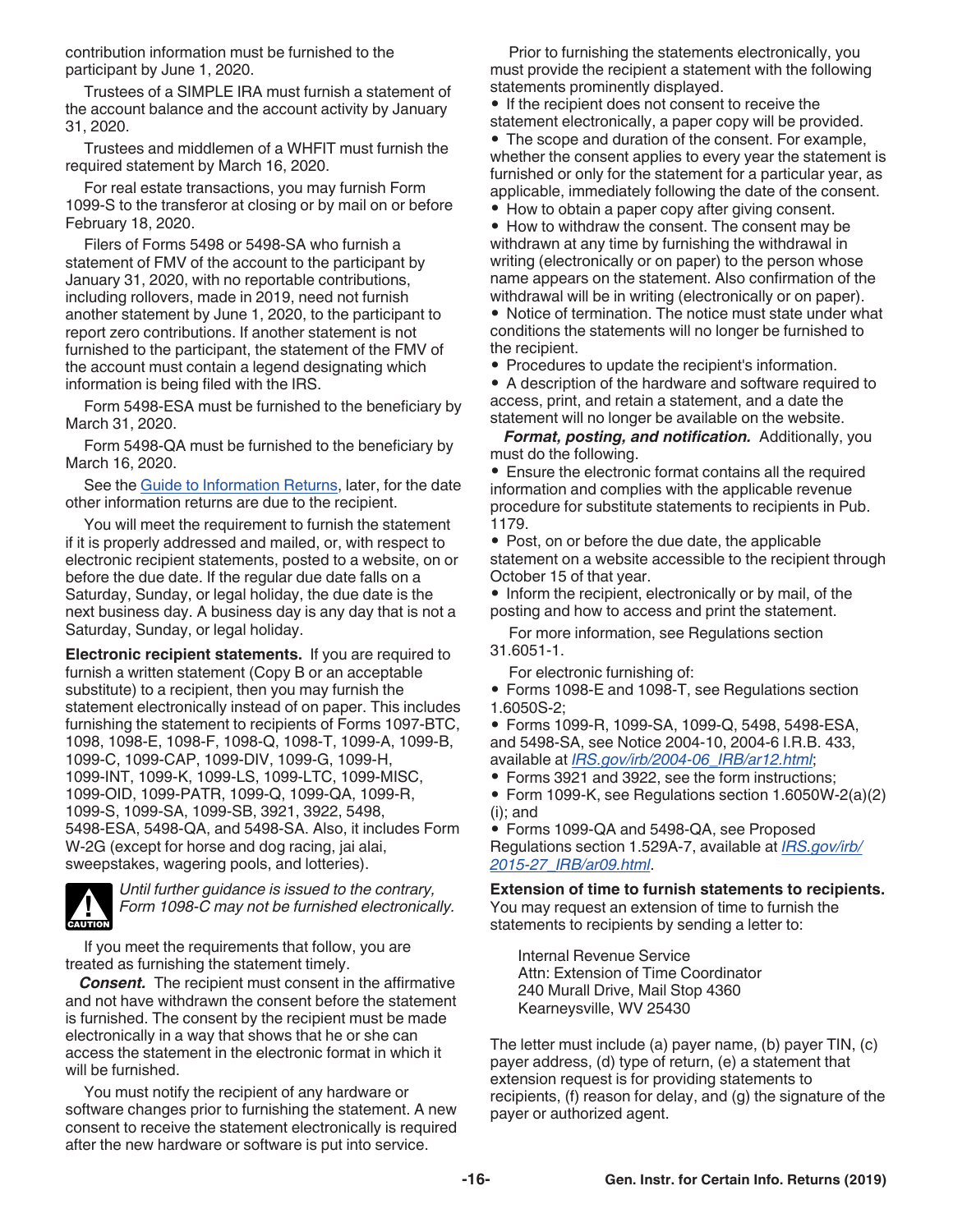contribution information must be furnished to the participant by June 1, 2020.

Trustees of a SIMPLE IRA must furnish a statement of the account balance and the account activity by January 31, 2020.

Trustees and middlemen of a WHFIT must furnish the required statement by March 16, 2020.

For real estate transactions, you may furnish Form 1099-S to the transferor at closing or by mail on or before February 18, 2020.

Filers of Forms 5498 or 5498-SA who furnish a statement of FMV of the account to the participant by January 31, 2020, with no reportable contributions, including rollovers, made in 2019, need not furnish another statement by June 1, 2020, to the participant to report zero contributions. If another statement is not furnished to the participant, the statement of the FMV of the account must contain a legend designating which information is being filed with the IRS.

Form 5498-ESA must be furnished to the beneficiary by March 31, 2020.

Form 5498-QA must be furnished to the beneficiary by March 16, 2020.

See the Guide to Information Returns, later, for the date other information returns are due to the recipient.

You will meet the requirement to furnish the statement if it is properly addressed and mailed, or, with respect to electronic recipient statements, posted to a website, on or before the due date. If the regular due date falls on a Saturday, Sunday, or legal holiday, the due date is the next business day. A business day is any day that is not a Saturday, Sunday, or legal holiday.

**Electronic recipient statements.** If you are required to furnish a written statement (Copy B or an acceptable substitute) to a recipient, then you may furnish the statement electronically instead of on paper. This includes furnishing the statement to recipients of Forms 1097-BTC, 1098, 1098-E, 1098-F, 1098-Q, 1098-T, 1099-A, 1099-B, 1099-C, 1099-CAP, 1099-DIV, 1099-G, 1099-H, 1099-INT, 1099-K, 1099-LS, 1099-LTC, 1099-MISC, 1099-OID, 1099-PATR, 1099-Q, 1099-QA, 1099-R, 1099-S, 1099-SA, 1099-SB, 3921, 3922, 5498, 5498-ESA, 5498-QA, and 5498-SA. Also, it includes Form W-2G (except for horse and dog racing, jai alai, sweepstakes, wagering pools, and lotteries).

CAUTION: *Until further guidance is issued to the contrary, Form 1098-C may not be furnished electronically.*

If you meet the requirements that follow, you are treated as furnishing the statement timely.

***Consent.*** The recipient must consent in the affirmative and not have withdrawn the consent before the statement is furnished. The consent by the recipient must be made electronically in a way that shows that he or she can access the statement in the electronic format in which it will be furnished.

You must notify the recipient of any hardware or software changes prior to furnishing the statement. A new consent to receive the statement electronically is required after the new hardware or software is put into service.

Prior to furnishing the statements electronically, you must provide the recipient a statement with the following statements prominently displayed.

- If the recipient does not consent to receive the statement electronically, a paper copy will be provided.
- The scope and duration of the consent. For example, whether the consent applies to every year the statement is furnished or only for the statement for a particular year, as applicable, immediately following the date of the consent.
- How to obtain a paper copy after giving consent.
- How to withdraw the consent. The consent may be withdrawn at any time by furnishing the withdrawal in writing (electronically or on paper) to the person whose name appears on the statement. Also confirmation of the withdrawal will be in writing (electronically or on paper).
- Notice of termination. The notice must state under what conditions the statements will no longer be furnished to the recipient.
- Procedures to update the recipient's information.
- A description of the hardware and software required to access, print, and retain a statement, and a date the statement will no longer be available on the website.

***Format, posting, and notification.*** Additionally, you must do the following.

- Ensure the electronic format contains all the required information and complies with the applicable revenue procedure for substitute statements to recipients in Pub. 1179.
- Post, on or before the due date, the applicable statement on a website accessible to the recipient through October 15 of that year.
- Inform the recipient, electronically or by mail, of the posting and how to access and print the statement.

For more information, see Regulations section 31.6051-1.

For electronic furnishing of:

- Forms 1098-E and 1098-T, see Regulations section 1.6050S-2;
- Forms 1099-R, 1099-SA, 1099-Q, 5498, 5498-ESA, and 5498-SA, see Notice 2004-10, 2004-6 I.R.B. 433, available at *IRS.gov/irb/2004-06_IRB/ar12.html*;
- Forms 3921 and 3922, see the form instructions;
- Form 1099-K, see Regulations section 1.6050W-2(a)(2)(i); and
- Forms 1099-QA and 5498-QA, see Proposed Regulations section 1.529A-7, available at *IRS.gov/irb/2015-27_IRB/ar09.html*.

**Extension of time to furnish statements to recipients.** You may request an extension of time to furnish the statements to recipients by sending a letter to:

Internal Revenue Service
Attn: Extension of Time Coordinator
240 Murall Drive, Mail Stop 4360
Kearneysville, WV 25430

The letter must include (a) payer name, (b) payer TIN, (c) payer address, (d) type of return, (e) a statement that extension request is for providing statements to recipients, (f) reason for delay, and (g) the signature of the payer or authorized agent.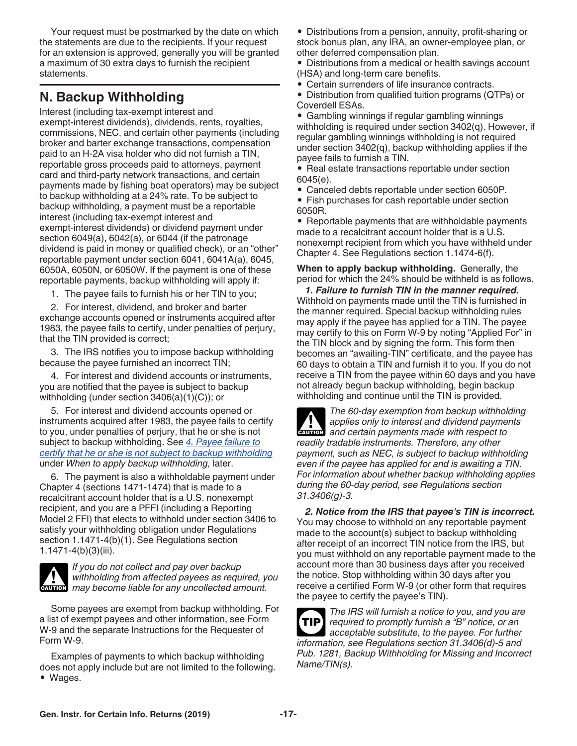Your request must be postmarked by the date on which the statements are due to the recipients. If your request for an extension is approved, generally you will be granted a maximum of 30 extra days to furnish the recipient statements.

## N. Backup Withholding

Interest (including tax-exempt interest and exempt-interest dividends), dividends, rents, royalties, commissions, NEC, and certain other payments (including broker and barter exchange transactions, compensation paid to an H-2A visa holder who did not furnish a TIN, reportable gross proceeds paid to attorneys, payment card and third-party network transactions, and certain payments made by fishing boat operators) may be subject to backup withholding at a 24% rate. To be subject to backup withholding, a payment must be a reportable interest (including tax-exempt interest and exempt-interest dividends) or dividend payment under section 6049(a), 6042(a), or 6044 (if the patronage dividend is paid in money or qualified check), or an "other" reportable payment under section 6041, 6041A(a), 6045, 6050A, 6050N, or 6050W. If the payment is one of these reportable payments, backup withholding will apply if:

1. The payee fails to furnish his or her TIN to you;
2. For interest, dividend, and broker and barter exchange accounts opened or instruments acquired after 1983, the payee fails to certify, under penalties of perjury, that the TIN provided is correct;
3. The IRS notifies you to impose backup withholding because the payee furnished an incorrect TIN;
4. For interest and dividend accounts or instruments, you are notified that the payee is subject to backup withholding (under section 3406(a)(1)(C)); or
5. For interest and dividend accounts opened or instruments acquired after 1983, the payee fails to certify to you, under penalties of perjury, that he or she is not subject to backup withholding. See *4. Payee failure to certify that he or she is not subject to backup withholding* under *When to apply backup withholding,* later.
6. The payment is also a withholdable payment under Chapter 4 (sections 1471-1474) that is made to a recalcitrant account holder that is a U.S. nonexempt recipient, and you are a PFFI (including a Reporting Model 2 FFI) that elects to withhold under section 3406 to satisfy your withholding obligation under Regulations section 1.1471-4(b)(1). See Regulations section 1.1471-4(b)(3)(iii).

**CAUTION:** *If you do not collect and pay over backup withholding from affected payees as required, you may become liable for any uncollected amount.*

Some payees are exempt from backup withholding. For a list of exempt payees and other information, see Form W-9 and the separate Instructions for the Requester of Form W-9.

Examples of payments to which backup withholding does not apply include but are not limited to the following.

- Wages.
- Distributions from a pension, annuity, profit-sharing or stock bonus plan, any IRA, an owner-employee plan, or other deferred compensation plan.
- Distributions from a medical or health savings account (HSA) and long-term care benefits.
- Certain surrenders of life insurance contracts.
- Distribution from qualified tuition programs (QTPs) or Coverdell ESAs.
- Gambling winnings if regular gambling winnings withholding is required under section 3402(q). However, if regular gambling winnings withholding is not required under section 3402(q), backup withholding applies if the payee fails to furnish a TIN.
- Real estate transactions reportable under section 6045(e).
- Canceled debts reportable under section 6050P.
- Fish purchases for cash reportable under section 6050R.
- Reportable payments that are withholdable payments made to a recalcitrant account holder that is a U.S. nonexempt recipient from which you have withheld under Chapter 4. See Regulations section 1.1474-6(f).

**When to apply backup withholding.** Generally, the period for which the 24% should be withheld is as follows.

***1. Failure to furnish TIN in the manner required.*** Withhold on payments made until the TIN is furnished in the manner required. Special backup withholding rules may apply if the payee has applied for a TIN. The payee may certify to this on Form W-9 by noting "Applied For" in the TIN block and by signing the form. This form then becomes an "awaiting-TIN" certificate, and the payee has 60 days to obtain a TIN and furnish it to you. If you do not receive a TIN from the payee within 60 days and you have not already begun backup withholding, begin backup withholding and continue until the TIN is provided.

**CAUTION:** *The 60-day exemption from backup withholding applies only to interest and dividend payments and certain payments made with respect to readily tradable instruments. Therefore, any other payment, such as NEC, is subject to backup withholding even if the payee has applied for and is awaiting a TIN. For information about whether backup withholding applies during the 60-day period, see Regulations section 31.3406(g)-3.*

***2. Notice from the IRS that payee's TIN is incorrect.*** You may choose to withhold on any reportable payment made to the account(s) subject to backup withholding after receipt of an incorrect TIN notice from the IRS, but you must withhold on any reportable payment made to the account more than 30 business days after you received the notice. Stop withholding within 30 days after you receive a certified Form W-9 (or other form that requires the payee to certify the payee's TIN).

**TIP:** *The IRS will furnish a notice to you, and you are required to promptly furnish a "B" notice, or an acceptable substitute, to the payee. For further information, see Regulations section 31.3406(d)-5 and Pub. 1281, Backup Withholding for Missing and Incorrect Name/TIN(s).*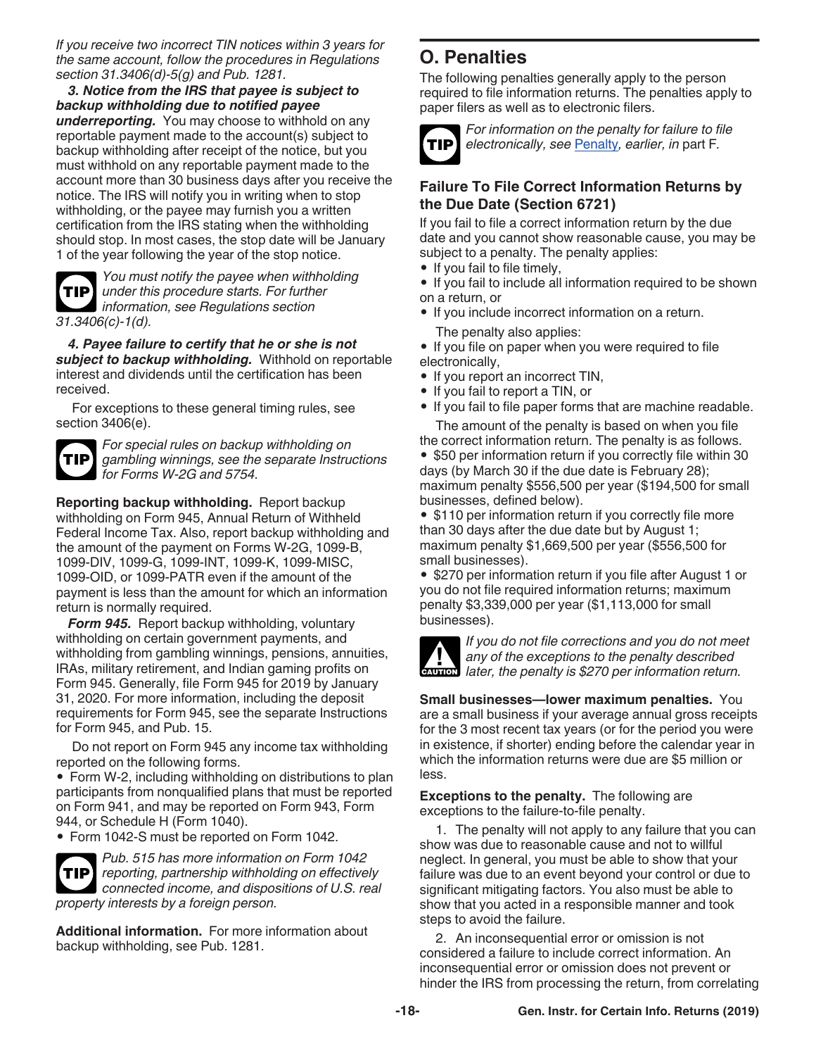*If you receive two incorrect TIN notices within 3 years for the same account, follow the procedures in Regulations section 31.3406(d)-5(g) and Pub. 1281.*

***3. Notice from the IRS that payee is subject to backup withholding due to notified payee underreporting.*** You may choose to withhold on any reportable payment made to the account(s) subject to backup withholding after receipt of the notice, but you must withhold on any reportable payment made to the account more than 30 business days after you receive the notice. The IRS will notify you in writing when to stop withholding, or the payee may furnish you a written certification from the IRS stating when the withholding should stop. In most cases, the stop date will be January 1 of the year following the year of the stop notice.

**TIP** *You must notify the payee when withholding under this procedure starts. For further information, see Regulations section 31.3406(c)-1(d).*

***4. Payee failure to certify that he or she is not subject to backup withholding.*** Withhold on reportable interest and dividends until the certification has been received.

For exceptions to these general timing rules, see section 3406(e).

**TIP** *For special rules on backup withholding on gambling winnings, see the separate Instructions for Forms W-2G and 5754.*

**Reporting backup withholding.** Report backup withholding on Form 945, Annual Return of Withheld Federal Income Tax. Also, report backup withholding and the amount of the payment on Forms W-2G, 1099-B, 1099-DIV, 1099-G, 1099-INT, 1099-K, 1099-MISC, 1099-OID, or 1099-PATR even if the amount of the payment is less than the amount for which an information return is normally required.

***Form 945.*** Report backup withholding, voluntary withholding on certain government payments, and withholding from gambling winnings, pensions, annuities, IRAs, military retirement, and Indian gaming profits on Form 945. Generally, file Form 945 for 2019 by January 31, 2020. For more information, including the deposit requirements for Form 945, see the separate Instructions for Form 945, and Pub. 15.

Do not report on Form 945 any income tax withholding reported on the following forms.

- Form W-2, including withholding on distributions to plan participants from nonqualified plans that must be reported on Form 941, and may be reported on Form 943, Form 944, or Schedule H (Form 1040).
- Form 1042-S must be reported on Form 1042.

**TIP** *Pub. 515 has more information on Form 1042 reporting, partnership withholding on effectively connected income, and dispositions of U.S. real property interests by a foreign person.*

**Additional information.** For more information about backup withholding, see Pub. 1281.

## O. Penalties

The following penalties generally apply to the person required to file information returns. The penalties apply to paper filers as well as to electronic filers.

**TIP** *For information on the penalty for failure to file electronically, see* Penalty*, earlier, in* part F.

### Failure To File Correct Information Returns by the Due Date (Section 6721)

If you fail to file a correct information return by the due date and you cannot show reasonable cause, you may be subject to a penalty. The penalty applies:

- If you fail to file timely,
- If you fail to include all information required to be shown on a return, or
- If you include incorrect information on a return.

The penalty also applies:

- If you file on paper when you were required to file electronically,
- If you report an incorrect TIN,
- If you fail to report a TIN, or
- If you fail to file paper forms that are machine readable.

The amount of the penalty is based on when you file the correct information return. The penalty is as follows.

- $50 per information return if you correctly file within 30 days (by March 30 if the due date is February 28); maximum penalty $556,500 per year ($194,500 for small businesses, defined below).
- $110 per information return if you correctly file more than 30 days after the due date but by August 1; maximum penalty $1,669,500 per year ($556,500 for small businesses).
- $270 per information return if you file after August 1 or you do not file required information returns; maximum penalty $3,339,000 per year ($1,113,000 for small businesses).

**CAUTION** *If you do not file corrections and you do not meet any of the exceptions to the penalty described later, the penalty is $270 per information return.*

**Small businesses—lower maximum penalties.** You are a small business if your average annual gross receipts for the 3 most recent tax years (or for the period you were in existence, if shorter) ending before the calendar year in which the information returns were due are $5 million or less.

**Exceptions to the penalty.** The following are exceptions to the failure-to-file penalty.

1. The penalty will not apply to any failure that you can show was due to reasonable cause and not to willful neglect. In general, you must be able to show that your failure was due to an event beyond your control or due to significant mitigating factors. You also must be able to show that you acted in a responsible manner and took steps to avoid the failure.

2. An inconsequential error or omission is not considered a failure to include correct information. An inconsequential error or omission does not prevent or hinder the IRS from processing the return, from correlating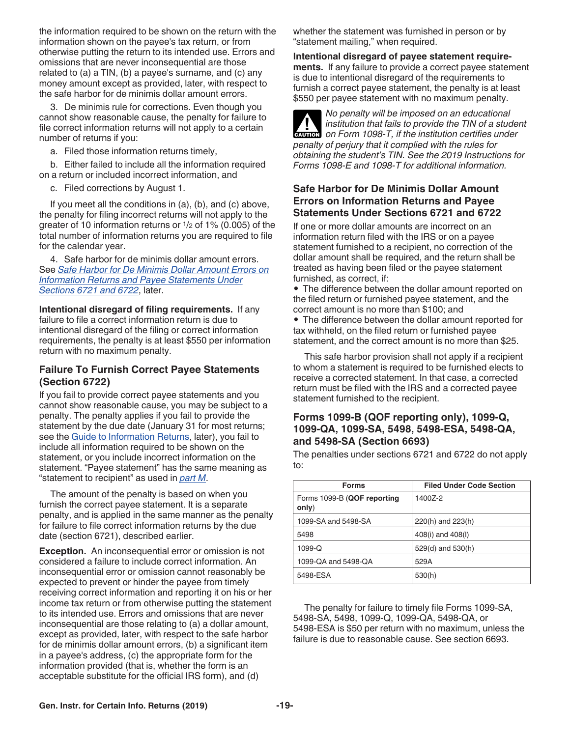the information required to be shown on the return with the information shown on the payee's tax return, or from otherwise putting the return to its intended use. Errors and omissions that are never inconsequential are those related to (a) a TIN, (b) a payee's surname, and (c) any money amount except as provided, later, with respect to the safe harbor for de minimis dollar amount errors.

3. De minimis rule for corrections. Even though you cannot show reasonable cause, the penalty for failure to file correct information returns will not apply to a certain number of returns if you:

a. Filed those information returns timely,

b. Either failed to include all the information required on a return or included incorrect information, and

c. Filed corrections by August 1.

If you meet all the conditions in (a), (b), and (c) above, the penalty for filing incorrect returns will not apply to the greater of 10 information returns or 1/2 of 1% (0.005) of the total number of information returns you are required to file for the calendar year.

4. Safe harbor for de minimis dollar amount errors. See *Safe Harbor for De Minimis Dollar Amount Errors on Information Returns and Payee Statements Under Sections 6721 and 6722*, later.

**Intentional disregard of filing requirements.** If any failure to file a correct information return is due to intentional disregard of the filing or correct information requirements, the penalty is at least $550 per information return with no maximum penalty.

### Failure To Furnish Correct Payee Statements (Section 6722)

If you fail to provide correct payee statements and you cannot show reasonable cause, you may be subject to a penalty. The penalty applies if you fail to provide the statement by the due date (January 31 for most returns; see the Guide to Information Returns, later), you fail to include all information required to be shown on the statement, or you include incorrect information on the statement. "Payee statement" has the same meaning as "statement to recipient" as used in *part M*.

The amount of the penalty is based on when you furnish the correct payee statement. It is a separate penalty, and is applied in the same manner as the penalty for failure to file correct information returns by the due date (section 6721), described earlier.

**Exception.** An inconsequential error or omission is not considered a failure to include correct information. An inconsequential error or omission cannot reasonably be expected to prevent or hinder the payee from timely receiving correct information and reporting it on his or her income tax return or from otherwise putting the statement to its intended use. Errors and omissions that are never inconsequential are those relating to (a) a dollar amount, except as provided, later, with respect to the safe harbor for de minimis dollar amount errors, (b) a significant item in a payee's address, (c) the appropriate form for the information provided (that is, whether the form is an acceptable substitute for the official IRS form), and (d) whether the statement was furnished in person or by "statement mailing," when required.

**Intentional disregard of payee statement requirements.** If any failure to provide a correct payee statement is due to intentional disregard of the requirements to furnish a correct payee statement, the penalty is at least $550 per payee statement with no maximum penalty.

**CAUTION:** *No penalty will be imposed on an educational institution that fails to provide the TIN of a student on Form 1098-T, if the institution certifies under penalty of perjury that it complied with the rules for obtaining the student's TIN. See the 2019 Instructions for Forms 1098-E and 1098-T for additional information.*

### Safe Harbor for De Minimis Dollar Amount Errors on Information Returns and Payee Statements Under Sections 6721 and 6722

If one or more dollar amounts are incorrect on an information return filed with the IRS or on a payee statement furnished to a recipient, no correction of the dollar amount shall be required, and the return shall be treated as having been filed or the payee statement furnished, as correct, if:

- The difference between the dollar amount reported on the filed return or furnished payee statement, and the correct amount is no more than $100; and
- The difference between the dollar amount reported for tax withheld, on the filed return or furnished payee statement, and the correct amount is no more than $25.

This safe harbor provision shall not apply if a recipient to whom a statement is required to be furnished elects to receive a corrected statement. In that case, a corrected return must be filed with the IRS and a corrected payee statement furnished to the recipient.

### Forms 1099-B (QOF reporting only), 1099-Q, 1099-QA, 1099-SA, 5498, 5498-ESA, 5498-QA, and 5498-SA (Section 6693)

The penalties under sections 6721 and 6722 do not apply to:

| Forms | Filed Under Code Section |
| --- | --- |
| Forms 1099-B (**QOF reporting only**) | 1400Z-2 |
| 1099-SA and 5498-SA | 220(h) and 223(h) |
| 5498 | 408(i) and 408(l) |
| 1099-Q | 529(d) and 530(h) |
| 1099-QA and 5498-QA | 529A |
| 5498-ESA | 530(h) |

The penalty for failure to timely file Forms 1099-SA, 5498-SA, 5498, 1099-Q, 1099-QA, 5498-QA, or 5498-ESA is $50 per return with no maximum, unless the failure is due to reasonable cause. See section 6693.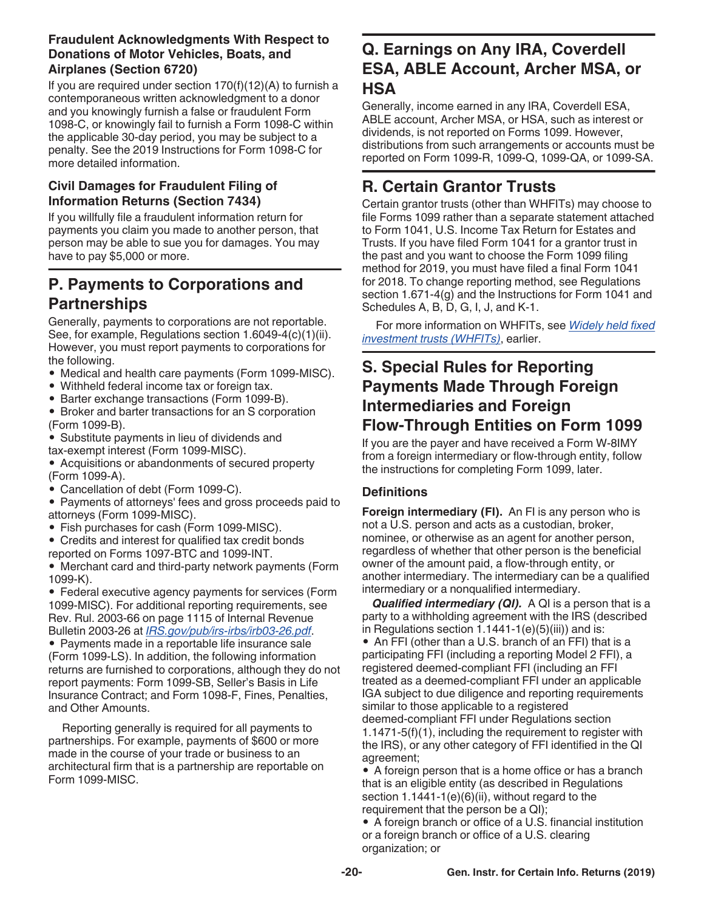### Fraudulent Acknowledgments With Respect to Donations of Motor Vehicles, Boats, and Airplanes (Section 6720)

If you are required under section 170(f)(12)(A) to furnish a contemporaneous written acknowledgment to a donor and you knowingly furnish a false or fraudulent Form 1098-C, or knowingly fail to furnish a Form 1098-C within the applicable 30-day period, you may be subject to a penalty. See the 2019 Instructions for Form 1098-C for more detailed information.

### Civil Damages for Fraudulent Filing of Information Returns (Section 7434)

If you willfully file a fraudulent information return for payments you claim you made to another person, that person may be able to sue you for damages. You may have to pay $5,000 or more.

## P. Payments to Corporations and Partnerships

Generally, payments to corporations are not reportable. See, for example, Regulations section 1.6049-4(c)(1)(ii). However, you must report payments to corporations for the following.

- Medical and health care payments (Form 1099-MISC).
- Withheld federal income tax or foreign tax.
- Barter exchange transactions (Form 1099-B).
- Broker and barter transactions for an S corporation (Form 1099-B).
- Substitute payments in lieu of dividends and tax-exempt interest (Form 1099-MISC).
- Acquisitions or abandonments of secured property (Form 1099-A).
- Cancellation of debt (Form 1099-C).
- Payments of attorneys' fees and gross proceeds paid to attorneys (Form 1099-MISC).
- Fish purchases for cash (Form 1099-MISC).
- Credits and interest for qualified tax credit bonds reported on Forms 1097-BTC and 1099-INT.
- Merchant card and third-party network payments (Form 1099-K).
- Federal executive agency payments for services (Form 1099-MISC). For additional reporting requirements, see Rev. Rul. 2003-66 on page 1115 of Internal Revenue Bulletin 2003-26 at *IRS.gov/pub/irs-irbs/irb03-26.pdf*.
- Payments made in a reportable life insurance sale (Form 1099-LS). In addition, the following information returns are furnished to corporations, although they do not report payments: Form 1099-SB, Seller's Basis in Life Insurance Contract; and Form 1098-F, Fines, Penalties, and Other Amounts.

Reporting generally is required for all payments to partnerships. For example, payments of $600 or more made in the course of your trade or business to an architectural firm that is a partnership are reportable on Form 1099-MISC.

## Q. Earnings on Any IRA, Coverdell ESA, ABLE Account, Archer MSA, or HSA

Generally, income earned in any IRA, Coverdell ESA, ABLE account, Archer MSA, or HSA, such as interest or dividends, is not reported on Forms 1099. However, distributions from such arrangements or accounts must be reported on Form 1099-R, 1099-Q, 1099-QA, or 1099-SA.

## R. Certain Grantor Trusts

Certain grantor trusts (other than WHFITs) may choose to file Forms 1099 rather than a separate statement attached to Form 1041, U.S. Income Tax Return for Estates and Trusts. If you have filed Form 1041 for a grantor trust in the past and you want to choose the Form 1099 filing method for 2019, you must have filed a final Form 1041 for 2018. To change reporting method, see Regulations section 1.671-4(g) and the Instructions for Form 1041 and Schedules A, B, D, G, I, J, and K-1.

For more information on WHFITs, see *Widely held fixed investment trusts (WHFITs)*, earlier.

## S. Special Rules for Reporting Payments Made Through Foreign Intermediaries and Foreign Flow-Through Entities on Form 1099

If you are the payer and have received a Form W-8IMY from a foreign intermediary or flow-through entity, follow the instructions for completing Form 1099, later.

### Definitions

**Foreign intermediary (FI).** An FI is any person who is not a U.S. person and acts as a custodian, broker, nominee, or otherwise as an agent for another person, regardless of whether that other person is the beneficial owner of the amount paid, a flow-through entity, or another intermediary. The intermediary can be a qualified intermediary or a nonqualified intermediary.

***Qualified intermediary (QI).*** A QI is a person that is a party to a withholding agreement with the IRS (described in Regulations section 1.1441-1(e)(5)(iii)) and is:

- An FFI (other than a U.S. branch of an FFI) that is a participating FFI (including a reporting Model 2 FFI), a registered deemed-compliant FFI (including an FFI treated as a deemed-compliant FFI under an applicable IGA subject to due diligence and reporting requirements similar to those applicable to a registered deemed-compliant FFI under Regulations section 1.1471-5(f)(1), including the requirement to register with the IRS), or any other category of FFI identified in the QI agreement;
- A foreign person that is a home office or has a branch that is an eligible entity (as described in Regulations section 1.1441-1(e)(6)(ii), without regard to the requirement that the person be a QI);
- A foreign branch or office of a U.S. financial institution or a foreign branch or office of a U.S. clearing organization; or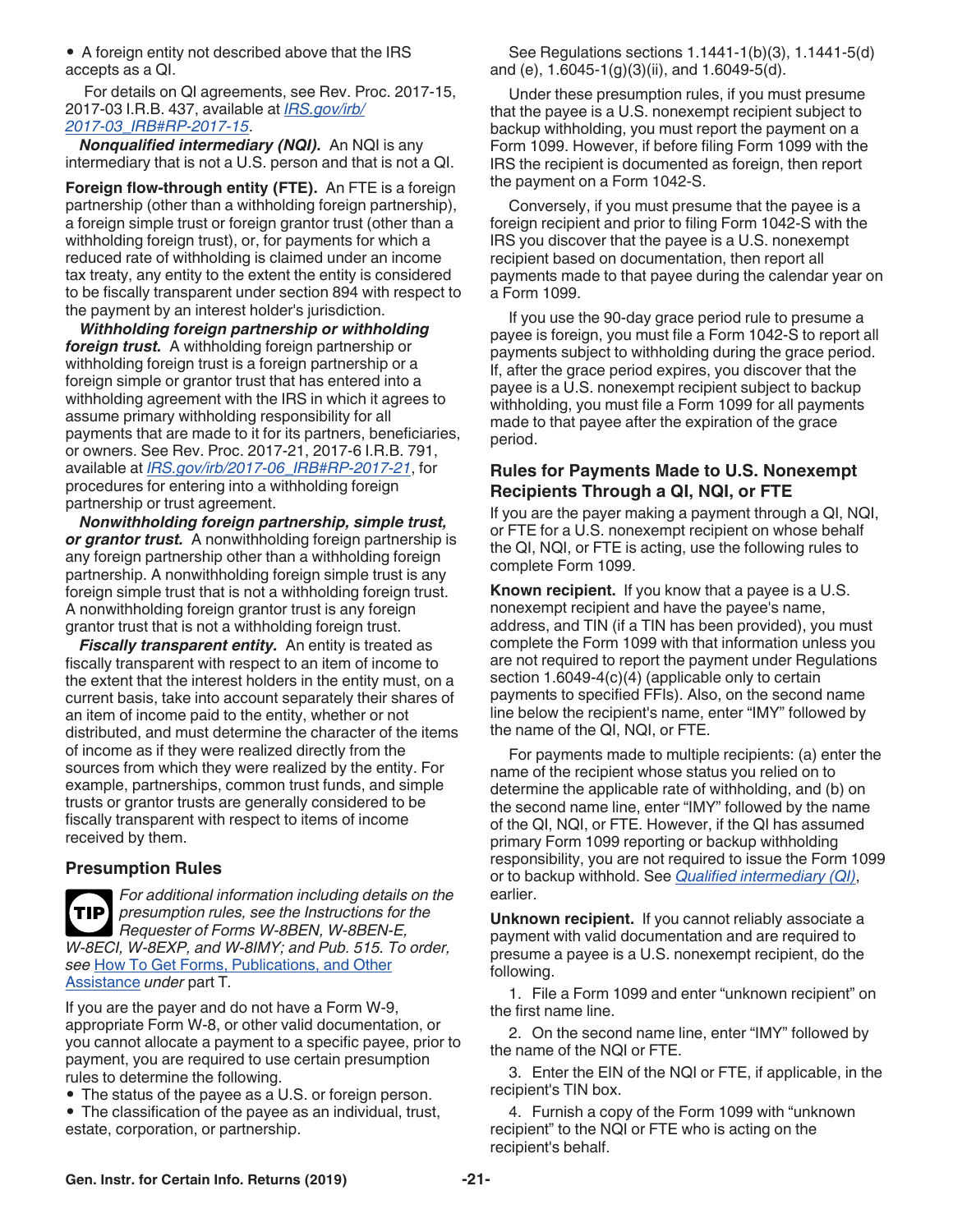- A foreign entity not described above that the IRS accepts as a QI.

For details on QI agreements, see Rev. Proc. 2017-15, 2017-03 I.R.B. 437, available at *IRS.gov/irb/2017-03_IRB#RP-2017-15*.

***Nonqualified intermediary (NQI).*** An NQI is any intermediary that is not a U.S. person and that is not a QI.

**Foreign flow-through entity (FTE).** An FTE is a foreign partnership (other than a withholding foreign partnership), a foreign simple trust or foreign grantor trust (other than a withholding foreign trust), or, for payments for which a reduced rate of withholding is claimed under an income tax treaty, any entity to the extent the entity is considered to be fiscally transparent under section 894 with respect to the payment by an interest holder's jurisdiction.

***Withholding foreign partnership or withholding foreign trust.*** A withholding foreign partnership or withholding foreign trust is a foreign partnership or a foreign simple or grantor trust that has entered into a withholding agreement with the IRS in which it agrees to assume primary withholding responsibility for all payments that are made to it for its partners, beneficiaries, or owners. See Rev. Proc. 2017-21, 2017-6 I.R.B. 791, available at *IRS.gov/irb/2017-06_IRB#RP-2017-21*, for procedures for entering into a withholding foreign partnership or trust agreement.

***Nonwithholding foreign partnership, simple trust, or grantor trust.*** A nonwithholding foreign partnership is any foreign partnership other than a withholding foreign partnership. A nonwithholding foreign simple trust is any foreign simple trust that is not a withholding foreign trust. A nonwithholding foreign grantor trust is any foreign grantor trust that is not a withholding foreign trust.

***Fiscally transparent entity.*** An entity is treated as fiscally transparent with respect to an item of income to the extent that the interest holders in the entity must, on a current basis, take into account separately their shares of an item of income paid to the entity, whether or not distributed, and must determine the character of the items of income as if they were realized directly from the sources from which they were realized by the entity. For example, partnerships, common trust funds, and simple trusts or grantor trusts are generally considered to be fiscally transparent with respect to items of income received by them.

## Presumption Rules

**TIP** *For additional information including details on the presumption rules, see the Instructions for the Requester of Forms W-8BEN, W-8BEN-E, W-8ECI, W-8EXP, and W-8IMY; and Pub. 515. To order, see* How To Get Forms, Publications, and Other Assistance *under* part T.

If you are the payer and do not have a Form W-9, appropriate Form W-8, or other valid documentation, or you cannot allocate a payment to a specific payee, prior to payment, you are required to use certain presumption rules to determine the following.

- The status of the payee as a U.S. or foreign person.
- The classification of the payee as an individual, trust, estate, corporation, or partnership.

See Regulations sections 1.1441-1(b)(3), 1.1441-5(d) and (e), 1.6045-1(g)(3)(ii), and 1.6049-5(d).

Under these presumption rules, if you must presume that the payee is a U.S. nonexempt recipient subject to backup withholding, you must report the payment on a Form 1099. However, if before filing Form 1099 with the IRS the recipient is documented as foreign, then report the payment on a Form 1042-S.

Conversely, if you must presume that the payee is a foreign recipient and prior to filing Form 1042-S with the IRS you discover that the payee is a U.S. nonexempt recipient based on documentation, then report all payments made to that payee during the calendar year on a Form 1099.

If you use the 90-day grace period rule to presume a payee is foreign, you must file a Form 1042-S to report all payments subject to withholding during the grace period. If, after the grace period expires, you discover that the payee is a U.S. nonexempt recipient subject to backup withholding, you must file a Form 1099 for all payments made to that payee after the expiration of the grace period.

### Rules for Payments Made to U.S. Nonexempt Recipients Through a QI, NQI, or FTE

If you are the payer making a payment through a QI, NQI, or FTE for a U.S. nonexempt recipient on whose behalf the QI, NQI, or FTE is acting, use the following rules to complete Form 1099.

**Known recipient.** If you know that a payee is a U.S. nonexempt recipient and have the payee's name, address, and TIN (if a TIN has been provided), you must complete the Form 1099 with that information unless you are not required to report the payment under Regulations section 1.6049-4(c)(4) (applicable only to certain payments to specified FFIs). Also, on the second name line below the recipient's name, enter "IMY" followed by the name of the QI, NQI, or FTE.

For payments made to multiple recipients: (a) enter the name of the recipient whose status you relied on to determine the applicable rate of withholding, and (b) on the second name line, enter "IMY" followed by the name of the QI, NQI, or FTE. However, if the QI has assumed primary Form 1099 reporting or backup withholding responsibility, you are not required to issue the Form 1099 or to backup withhold. See *Qualified intermediary (QI)*, earlier.

**Unknown recipient.** If you cannot reliably associate a payment with valid documentation and are required to presume a payee is a U.S. nonexempt recipient, do the following.

1. File a Form 1099 and enter "unknown recipient" on the first name line.
2. On the second name line, enter "IMY" followed by the name of the NQI or FTE.
3. Enter the EIN of the NQI or FTE, if applicable, in the recipient's TIN box.
4. Furnish a copy of the Form 1099 with "unknown recipient" to the NQI or FTE who is acting on the recipient's behalf.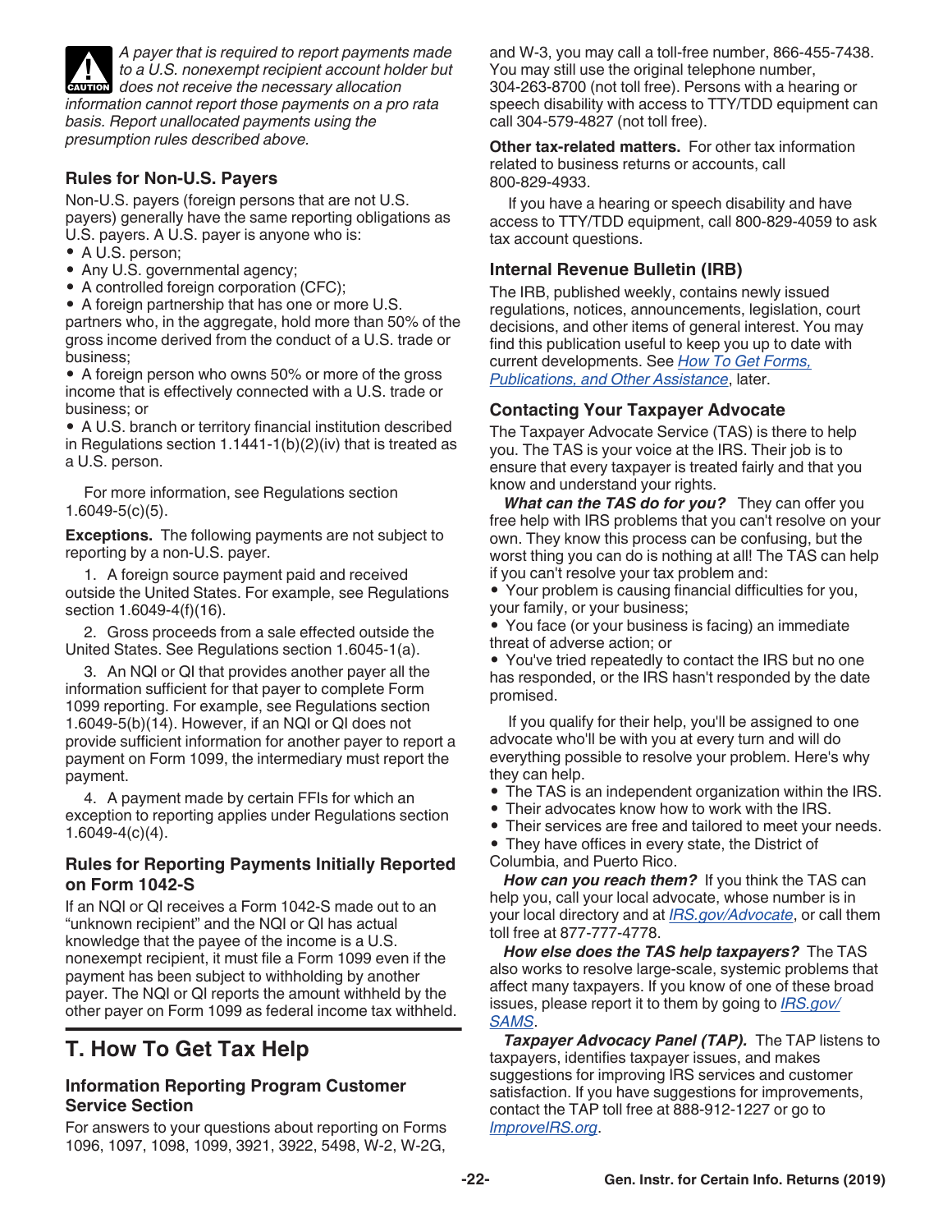**CAUTION** *A payer that is required to report payments made to a U.S. nonexempt recipient account holder but does not receive the necessary allocation information cannot report those payments on a pro rata basis. Report unallocated payments using the presumption rules described above.*

### Rules for Non-U.S. Payers

Non-U.S. payers (foreign persons that are not U.S. payers) generally have the same reporting obligations as U.S. payers. A U.S. payer is anyone who is:

- A U.S. person;
- Any U.S. governmental agency;
- A controlled foreign corporation (CFC);
- A foreign partnership that has one or more U.S. partners who, in the aggregate, hold more than 50% of the gross income derived from the conduct of a U.S. trade or business;
- A foreign person who owns 50% or more of the gross income that is effectively connected with a U.S. trade or business; or
- A U.S. branch or territory financial institution described in Regulations section 1.1441-1(b)(2)(iv) that is treated as a U.S. person.

For more information, see Regulations section 1.6049-5(c)(5).

**Exceptions.** The following payments are not subject to reporting by a non-U.S. payer.

1. A foreign source payment paid and received outside the United States. For example, see Regulations section 1.6049-4(f)(16).
2. Gross proceeds from a sale effected outside the United States. See Regulations section 1.6045-1(a).
3. An NQI or QI that provides another payer all the information sufficient for that payer to complete Form 1099 reporting. For example, see Regulations section 1.6049-5(b)(14). However, if an NQI or QI does not provide sufficient information for another payer to report a payment on Form 1099, the intermediary must report the payment.
4. A payment made by certain FFIs for which an exception to reporting applies under Regulations section 1.6049-4(c)(4).

### Rules for Reporting Payments Initially Reported on Form 1042-S

If an NQI or QI receives a Form 1042-S made out to an "unknown recipient" and the NQI or QI has actual knowledge that the payee of the income is a U.S. nonexempt recipient, it must file a Form 1099 even if the payment has been subject to withholding by another payer. The NQI or QI reports the amount withheld by the other payer on Form 1099 as federal income tax withheld.

## T. How To Get Tax Help

### Information Reporting Program Customer Service Section

For answers to your questions about reporting on Forms 1096, 1097, 1098, 1099, 3921, 3922, 5498, W-2, W-2G, and W-3, you may call a toll-free number, 866-455-7438. You may still use the original telephone number, 304-263-8700 (not toll free). Persons with a hearing or speech disability with access to TTY/TDD equipment can call 304-579-4827 (not toll free).

**Other tax-related matters.** For other tax information related to business returns or accounts, call 800-829-4933.

If you have a hearing or speech disability and have access to TTY/TDD equipment, call 800-829-4059 to ask tax account questions.

### Internal Revenue Bulletin (IRB)

The IRB, published weekly, contains newly issued regulations, notices, announcements, legislation, court decisions, and other items of general interest. You may find this publication useful to keep you up to date with current developments. See How To Get Forms, Publications, and Other Assistance, later.

### Contacting Your Taxpayer Advocate

The Taxpayer Advocate Service (TAS) is there to help you. The TAS is your voice at the IRS. Their job is to ensure that every taxpayer is treated fairly and that you know and understand your rights.

***What can the TAS do for you?*** They can offer you free help with IRS problems that you can't resolve on your own. They know this process can be confusing, but the worst thing you can do is nothing at all! The TAS can help if you can't resolve your tax problem and:

- Your problem is causing financial difficulties for you, your family, or your business;
- You face (or your business is facing) an immediate threat of adverse action; or
- You've tried repeatedly to contact the IRS but no one has responded, or the IRS hasn't responded by the date promised.

If you qualify for their help, you'll be assigned to one advocate who'll be with you at every turn and will do everything possible to resolve your problem. Here's why they can help.

- The TAS is an independent organization within the IRS.
- Their advocates know how to work with the IRS.
- Their services are free and tailored to meet your needs.
- They have offices in every state, the District of Columbia, and Puerto Rico.

***How can you reach them?*** If you think the TAS can help you, call your local advocate, whose number is in your local directory and at IRS.gov/Advocate, or call them toll free at 877-777-4778.

***How else does the TAS help taxpayers?*** The TAS also works to resolve large-scale, systemic problems that affect many taxpayers. If you know of one of these broad issues, please report it to them by going to IRS.gov/SAMS.

***Taxpayer Advocacy Panel (TAP).*** The TAP listens to taxpayers, identifies taxpayer issues, and makes suggestions for improving IRS services and customer satisfaction. If you have suggestions for improvements, contact the TAP toll free at 888-912-1227 or go to ImproveIRS.org.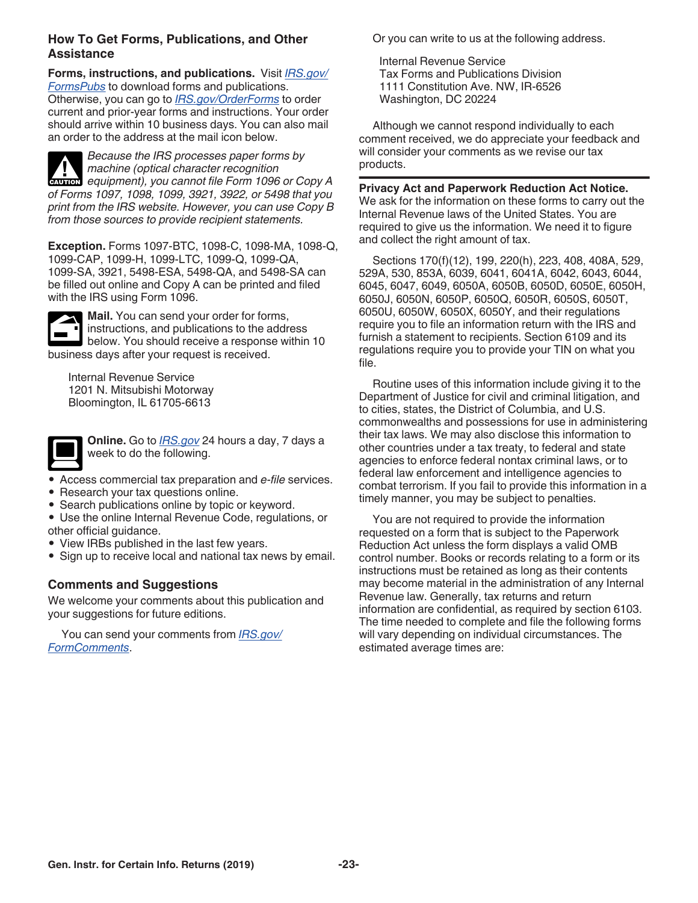## How To Get Forms, Publications, and Other Assistance

**Forms, instructions, and publications.** Visit *IRS.gov/FormsPubs* to download forms and publications. Otherwise, you can go to *IRS.gov/OrderForms* to order current and prior-year forms and instructions. Your order should arrive within 10 business days. You can also mail an order to the address at the mail icon below.

CAUTION: *Because the IRS processes paper forms by machine (optical character recognition equipment), you cannot file Form 1096 or Copy A of Forms 1097, 1098, 1099, 3921, 3922, or 5498 that you print from the IRS website. However, you can use Copy B from those sources to provide recipient statements.*

**Exception.** Forms 1097-BTC, 1098-C, 1098-MA, 1098-Q, 1099-CAP, 1099-H, 1099-LTC, 1099-Q, 1099-QA, 1099-SA, 3921, 5498-ESA, 5498-QA, and 5498-SA can be filled out online and Copy A can be printed and filed with the IRS using Form 1096.

**Mail.** You can send your order for forms, instructions, and publications to the address below. You should receive a response within 10 business days after your request is received.

Internal Revenue Service
1201 N. Mitsubishi Motorway
Bloomington, IL 61705-6613

**Online.** Go to *IRS.gov* 24 hours a day, 7 days a week to do the following.

- Access commercial tax preparation and *e-file* services.
- Research your tax questions online.
- Search publications online by topic or keyword.
- Use the online Internal Revenue Code, regulations, or other official guidance.
- View IRBs published in the last few years.
- Sign up to receive local and national tax news by email.

## Comments and Suggestions

We welcome your comments about this publication and your suggestions for future editions.

You can send your comments from *IRS.gov/FormComments*.

Or you can write to us at the following address.

Internal Revenue Service
Tax Forms and Publications Division
1111 Constitution Ave. NW, IR-6526
Washington, DC 20224

Although we cannot respond individually to each comment received, we do appreciate your feedback and will consider your comments as we revise our tax products.

**Privacy Act and Paperwork Reduction Act Notice.** We ask for the information on these forms to carry out the Internal Revenue laws of the United States. You are required to give us the information. We need it to figure and collect the right amount of tax.

Sections 170(f)(12), 199, 220(h), 223, 408, 408A, 529, 529A, 530, 853A, 6039, 6041, 6041A, 6042, 6043, 6044, 6045, 6047, 6049, 6050A, 6050B, 6050D, 6050E, 6050H, 6050J, 6050N, 6050P, 6050Q, 6050R, 6050S, 6050T, 6050U, 6050W, 6050X, 6050Y, and their regulations require you to file an information return with the IRS and furnish a statement to recipients. Section 6109 and its regulations require you to provide your TIN on what you file.

Routine uses of this information include giving it to the Department of Justice for civil and criminal litigation, and to cities, states, the District of Columbia, and U.S. commonwealths and possessions for use in administering their tax laws. We may also disclose this information to other countries under a tax treaty, to federal and state agencies to enforce federal nontax criminal laws, or to federal law enforcement and intelligence agencies to combat terrorism. If you fail to provide this information in a timely manner, you may be subject to penalties.

You are not required to provide the information requested on a form that is subject to the Paperwork Reduction Act unless the form displays a valid OMB control number. Books or records relating to a form or its instructions must be retained as long as their contents may become material in the administration of any Internal Revenue law. Generally, tax returns and return information are confidential, as required by section 6103. The time needed to complete and file the following forms will vary depending on individual circumstances. The estimated average times are: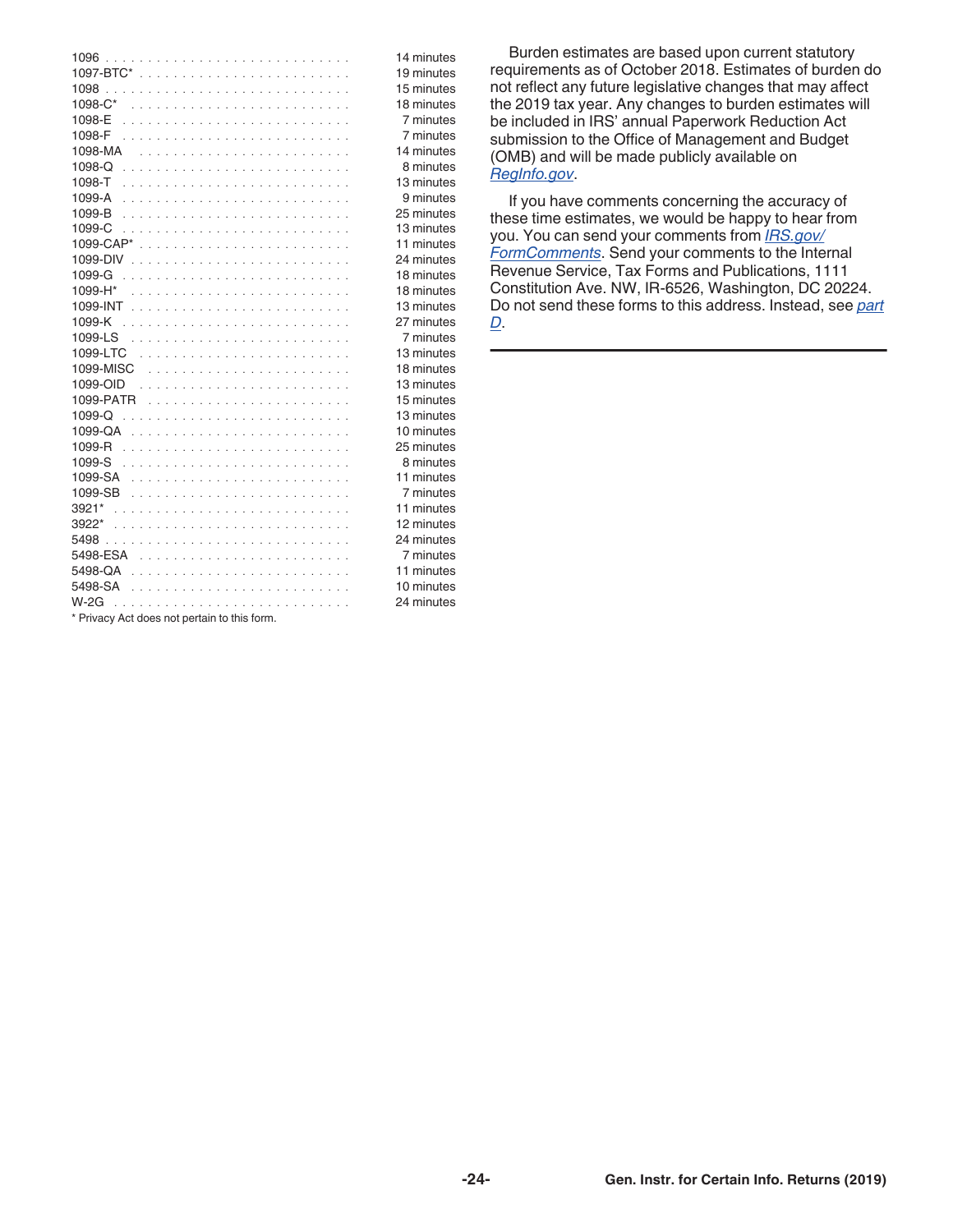| Form | Time |
| --- | --- |
| 1096 | 14 minutes |
| 1097-BTC* | 19 minutes |
| 1098 | 15 minutes |
| 1098-C* | 18 minutes |
| 1098-E | 7 minutes |
| 1098-F | 7 minutes |
| 1098-MA | 14 minutes |
| 1098-Q | 8 minutes |
| 1098-T | 13 minutes |
| 1099-A | 9 minutes |
| 1099-B | 25 minutes |
| 1099-C | 13 minutes |
| 1099-CAP* | 11 minutes |
| 1099-DIV | 24 minutes |
| 1099-G | 18 minutes |
| 1099-H* | 18 minutes |
| 1099-INT | 13 minutes |
| 1099-K | 27 minutes |
| 1099-LS | 7 minutes |
| 1099-LTC | 13 minutes |
| 1099-MISC | 18 minutes |
| 1099-OID | 13 minutes |
| 1099-PATR | 15 minutes |
| 1099-Q | 13 minutes |
| 1099-QA | 10 minutes |
| 1099-R | 25 minutes |
| 1099-S | 8 minutes |
| 1099-SA | 11 minutes |
| 1099-SB | 7 minutes |
| 3921* | 11 minutes |
| 3922* | 12 minutes |
| 5498 | 24 minutes |
| 5498-ESA | 7 minutes |
| 5498-QA | 11 minutes |
| 5498-SA | 10 minutes |
| W-2G | 24 minutes |

* Privacy Act does not pertain to this form.

Burden estimates are based upon current statutory requirements as of October 2018. Estimates of burden do not reflect any future legislative changes that may affect the 2019 tax year. Any changes to burden estimates will be included in IRS' annual Paperwork Reduction Act submission to the Office of Management and Budget (OMB) and will be made publicly available on *RegInfo.gov*.

If you have comments concerning the accuracy of these time estimates, we would be happy to hear from you. You can send your comments from *IRS.gov/FormComments*. Send your comments to the Internal Revenue Service, Tax Forms and Publications, 1111 Constitution Ave. NW, IR-6526, Washington, DC 20224. Do not send these forms to this address. Instead, see *part D*.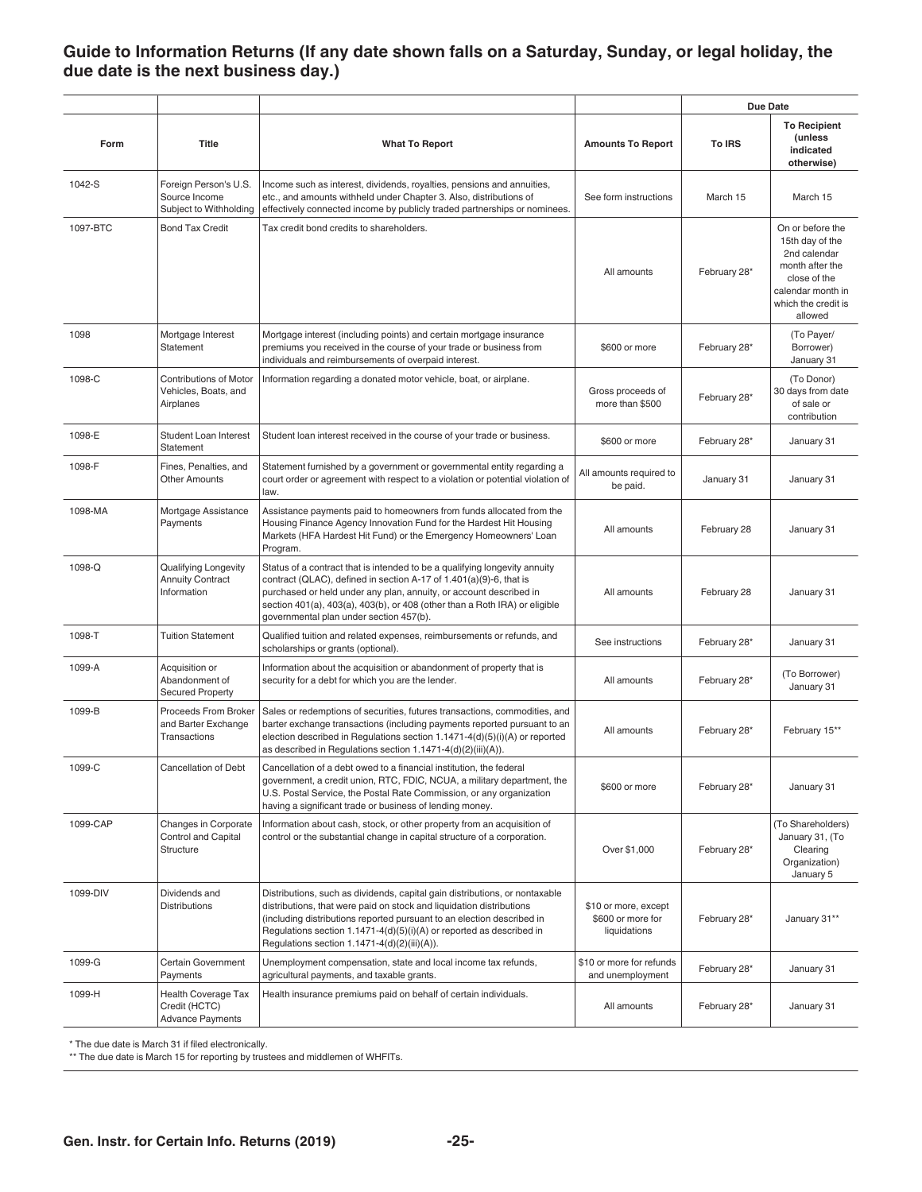## Guide to Information Returns (If any date shown falls on a Saturday, Sunday, or legal holiday, the due date is the next business day.)

| | | | | Due Date | |
|---|---|---|---|---|---|
| **Form** | **Title** | **What To Report** | **Amounts To Report** | **To IRS** | **To Recipient (unless indicated otherwise)** |
| 1042-S | Foreign Person's U.S. Source Income Subject to Withholding | Income such as interest, dividends, royalties, pensions and annuities, etc., and amounts withheld under Chapter 3. Also, distributions of effectively connected income by publicly traded partnerships or nominees. | See form instructions | March 15 | March 15 |
| 1097-BTC | Bond Tax Credit | Tax credit bond credits to shareholders. | All amounts | February 28* | On or before the 15th day of the 2nd calendar month after the close of the calendar month in which the credit is allowed |
| 1098 | Mortgage Interest Statement | Mortgage interest (including points) and certain mortgage insurance premiums you received in the course of your trade or business from individuals and reimbursements of overpaid interest. | $600 or more | February 28* | (To Payer/ Borrower) January 31 |
| 1098-C | Contributions of Motor Vehicles, Boats, and Airplanes | Information regarding a donated motor vehicle, boat, or airplane. | Gross proceeds of more than $500 | February 28* | (To Donor) 30 days from date of sale or contribution |
| 1098-E | Student Loan Interest Statement | Student loan interest received in the course of your trade or business. | $600 or more | February 28* | January 31 |
| 1098-F | Fines, Penalties, and Other Amounts | Statement furnished by a government or governmental entity regarding a court order or agreement with respect to a violation or potential violation of law. | All amounts required to be paid. | January 31 | January 31 |
| 1098-MA | Mortgage Assistance Payments | Assistance payments paid to homeowners from funds allocated from the Housing Finance Agency Innovation Fund for the Hardest Hit Housing Markets (HFA Hardest Hit Fund) or the Emergency Homeowners' Loan Program. | All amounts | February 28 | January 31 |
| 1098-Q | Qualifying Longevity Annuity Contract Information | Status of a contract that is intended to be a qualifying longevity annuity contract (QLAC), defined in section A-17 of 1.401(a)(9)-6, that is purchased or held under any plan, annuity, or account described in section 401(a), 403(a), 403(b), or 408 (other than a Roth IRA) or eligible governmental plan under section 457(b). | All amounts | February 28 | January 31 |
| 1098-T | Tuition Statement | Qualified tuition and related expenses, reimbursements or refunds, and scholarships or grants (optional). | See instructions | February 28* | January 31 |
| 1099-A | Acquisition or Abandonment of Secured Property | Information about the acquisition or abandonment of property that is security for a debt for which you are the lender. | All amounts | February 28* | (To Borrower) January 31 |
| 1099-B | Proceeds From Broker and Barter Exchange Transactions | Sales or redemptions of securities, futures transactions, commodities, and barter exchange transactions (including payments reported pursuant to an election described in Regulations section 1.1471-4(d)(5)(i)(A) or reported as described in Regulations section 1.1471-4(d)(2)(iii)(A)). | All amounts | February 28* | February 15** |
| 1099-C | Cancellation of Debt | Cancellation of a debt owed to a financial institution, the federal government, a credit union, RTC, FDIC, NCUA, a military department, the U.S. Postal Service, the Postal Rate Commission, or any organization having a significant trade or business of lending money. | $600 or more | February 28* | January 31 |
| 1099-CAP | Changes in Corporate Control and Capital Structure | Information about cash, stock, or other property from an acquisition of control or the substantial change in capital structure of a corporation. | Over $1,000 | February 28* | (To Shareholders) January 31, (To Clearing Organization) January 5 |
| 1099-DIV | Dividends and Distributions | Distributions, such as dividends, capital gain distributions, or nontaxable distributions, that were paid on stock and liquidation distributions (including distributions reported pursuant to an election described in Regulations section 1.1471-4(d)(5)(i)(A) or reported as described in Regulations section 1.1471-4(d)(2)(iii)(A)). | $10 or more, except $600 or more for liquidations | February 28* | January 31** |
| 1099-G | Certain Government Payments | Unemployment compensation, state and local income tax refunds, agricultural payments, and taxable grants. | $10 or more for refunds and unemployment | February 28* | January 31 |
| 1099-H | Health Coverage Tax Credit (HCTC) Advance Payments | Health insurance premiums paid on behalf of certain individuals. | All amounts | February 28* | January 31 |

\* The due date is March 31 if filed electronically.

\*\* The due date is March 15 for reporting by trustees and middlemen of WHFITs.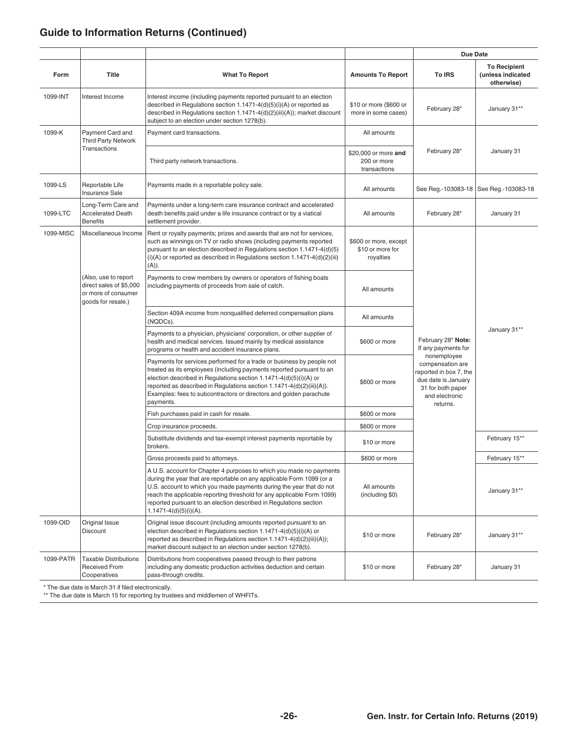## Guide to Information Returns (Continued)

| Form | Title | What To Report | Amounts To Report | Due Date To IRS | Due Date To Recipient (unless indicated otherwise) |
|---|---|---|---|---|---|
| 1099-INT | Interest Income | Interest income (including payments reported pursuant to an election described in Regulations section 1.1471-4(d)(5)(i)(A) or reported as described in Regulations section 1.1471-4(d)(2)(iii)(A)); market discount subject to an election under section 1278(b). | $10 or more ($600 or more in some cases) | February 28* | January 31** |
| 1099-K | Payment Card and Third Party Network Transactions | Payment card transactions. | All amounts | February 28* | January 31 |
| | | Third party network transactions. | $20,000 or more **and** 200 or more transactions | | |
| 1099-LS | Reportable Life Insurance Sale | Payments made in a reportable policy sale. | All amounts | See Reg.-103083-18 | See Reg.-103083-18 |
| 1099-LTC | Long-Term Care and Accelerated Death Benefits | Payments under a long-term care insurance contract and accelerated death benefits paid under a life insurance contract or by a viatical settlement provider. | All amounts | February 28* | January 31 |
| 1099-MISC | Miscellaneous Income | Rent or royalty payments; prizes and awards that are not for services, such as winnings on TV or radio shows (including payments reported pursuant to an election described in Regulations section 1.1471-4(d)(5)(i)(A) or reported as described in Regulations section 1.1471-4(d)(2)(iii)(A)). | $600 or more, except $10 or more for royalties | February 28* **Note:** If any payments for nonemployee compensation are reported in box 7, the due date is January 31 for both paper and electronic returns. | January 31** |
| | (Also, use to report direct sales of $5,000 or more of consumer goods for resale.) | Payments to crew members by owners or operators of fishing boats including payments of proceeds from sale of catch. | All amounts | | |
| | | Section 409A income from nonqualified deferred compensation plans (NQDCs). | All amounts | | |
| | | Payments to a physician, physicians' corporation, or other supplier of health and medical services. Issued mainly by medical assistance programs or health and accident insurance plans. | $600 or more | | |
| | | Payments for services performed for a trade or business by people not treated as its employees (including payments reported pursuant to an election described in Regulations section 1.1471-4(d)(5)(i)(A) or reported as described in Regulations section 1.1471-4(d)(2)(iii)(A)). Examples: fees to subcontractors or directors and golden parachute payments. | $600 or more | | |
| | | Fish purchases paid in cash for resale. | $600 or more | | |
| | | Crop insurance proceeds. | $600 or more | | |
| | | Substitute dividends and tax-exempt interest payments reportable by brokers. | $10 or more | | February 15** |
| | | Gross proceeds paid to attorneys. | $600 or more | | February 15** |
| | | A U.S. account for Chapter 4 purposes to which you made no payments during the year that are reportable on any applicable Form 1099 (or a U.S. account to which you made payments during the year that do not reach the applicable reporting threshold for any applicable Form 1099) reported pursuant to an election described in Regulations section 1.1471-4(d)(5)(i)(A). | All amounts (including $0) | | January 31** |
| 1099-OID | Original Issue Discount | Original issue discount (including amounts reported pursuant to an election described in Regulations section 1.1471-4(d)(5)(i)(A) or reported as described in Regulations section 1.1471-4(d)(2)(iii)(A)); market discount subject to an election under section 1278(b). | $10 or more | February 28* | January 31** |
| 1099-PATR | Taxable Distributions Received From Cooperatives | Distributions from cooperatives passed through to their patrons including any domestic production activities deduction and certain pass-through credits. | $10 or more | February 28* | January 31 |

\* The due date is March 31 if filed electronically.

\** The due date is March 15 for reporting by trustees and middlemen of WHFITs.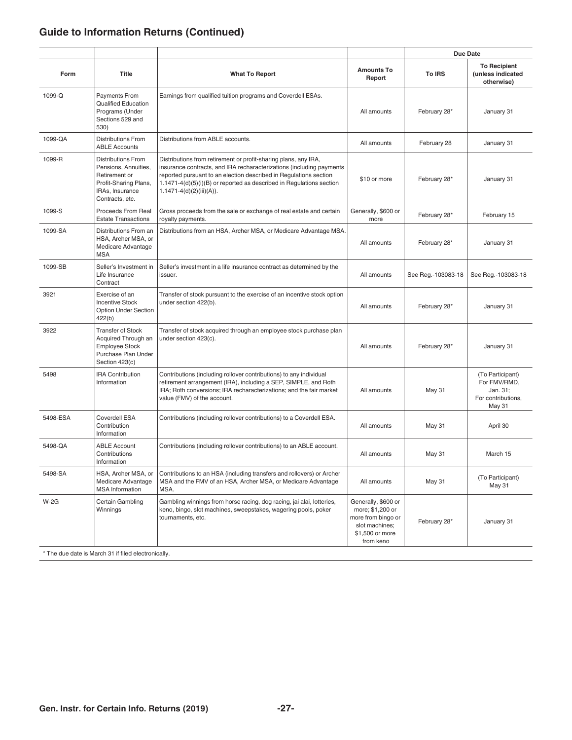## Guide to Information Returns (Continued)

| Form | Title | What To Report | Amounts To Report | Due Date To IRS | Due Date To Recipient (unless indicated otherwise) |
|---|---|---|---|---|---|
| 1099-Q | Payments From Qualified Education Programs (Under Sections 529 and 530) | Earnings from qualified tuition programs and Coverdell ESAs. | All amounts | February 28* | January 31 |
| 1099-QA | Distributions From ABLE Accounts | Distributions from ABLE accounts. | All amounts | February 28 | January 31 |
| 1099-R | Distributions From Pensions, Annuities, Retirement or Profit-Sharing Plans, IRAs, Insurance Contracts, etc. | Distributions from retirement or profit-sharing plans, any IRA, insurance contracts, and IRA recharacterizations (including payments reported pursuant to an election described in Regulations section 1.1471-4(d)(5)(i)(B) or reported as described in Regulations section 1.1471-4(d)(2)(iii)(A)). | $10 or more | February 28* | January 31 |
| 1099-S | Proceeds From Real Estate Transactions | Gross proceeds from the sale or exchange of real estate and certain royalty payments. | Generally, $600 or more | February 28* | February 15 |
| 1099-SA | Distributions From an HSA, Archer MSA, or Medicare Advantage MSA | Distributions from an HSA, Archer MSA, or Medicare Advantage MSA. | All amounts | February 28* | January 31 |
| 1099-SB | Seller's Investment in Life Insurance Contract | Seller's investment in a life insurance contract as determined by the issuer. | All amounts | See Reg.-103083-18 | See Reg.-103083-18 |
| 3921 | Exercise of an Incentive Stock Option Under Section 422(b) | Transfer of stock pursuant to the exercise of an incentive stock option under section 422(b). | All amounts | February 28* | January 31 |
| 3922 | Transfer of Stock Acquired Through an Employee Stock Purchase Plan Under Section 423(c) | Transfer of stock acquired through an employee stock purchase plan under section 423(c). | All amounts | February 28* | January 31 |
| 5498 | IRA Contribution Information | Contributions (including rollover contributions) to any individual retirement arrangement (IRA), including a SEP, SIMPLE, and Roth IRA; Roth conversions; IRA recharacterizations; and the fair market value (FMV) of the account. | All amounts | May 31 | (To Participant) For FMV/RMD, Jan. 31; For contributions, May 31 |
| 5498-ESA | Coverdell ESA Contribution Information | Contributions (including rollover contributions) to a Coverdell ESA. | All amounts | May 31 | April 30 |
| 5498-QA | ABLE Account Contributions Information | Contributions (including rollover contributions) to an ABLE account. | All amounts | May 31 | March 15 |
| 5498-SA | HSA, Archer MSA, or Medicare Advantage MSA Information | Contributions to an HSA (including transfers and rollovers) or Archer MSA and the FMV of an HSA, Archer MSA, or Medicare Advantage MSA. | All amounts | May 31 | (To Participant) May 31 |
| W-2G | Certain Gambling Winnings | Gambling winnings from horse racing, dog racing, jai alai, lotteries, keno, bingo, slot machines, sweepstakes, wagering pools, poker tournaments, etc. | Generally, $600 or more; $1,200 or more from bingo or slot machines; $1,500 or more from keno | February 28* | January 31 |

\* The due date is March 31 if filed electronically.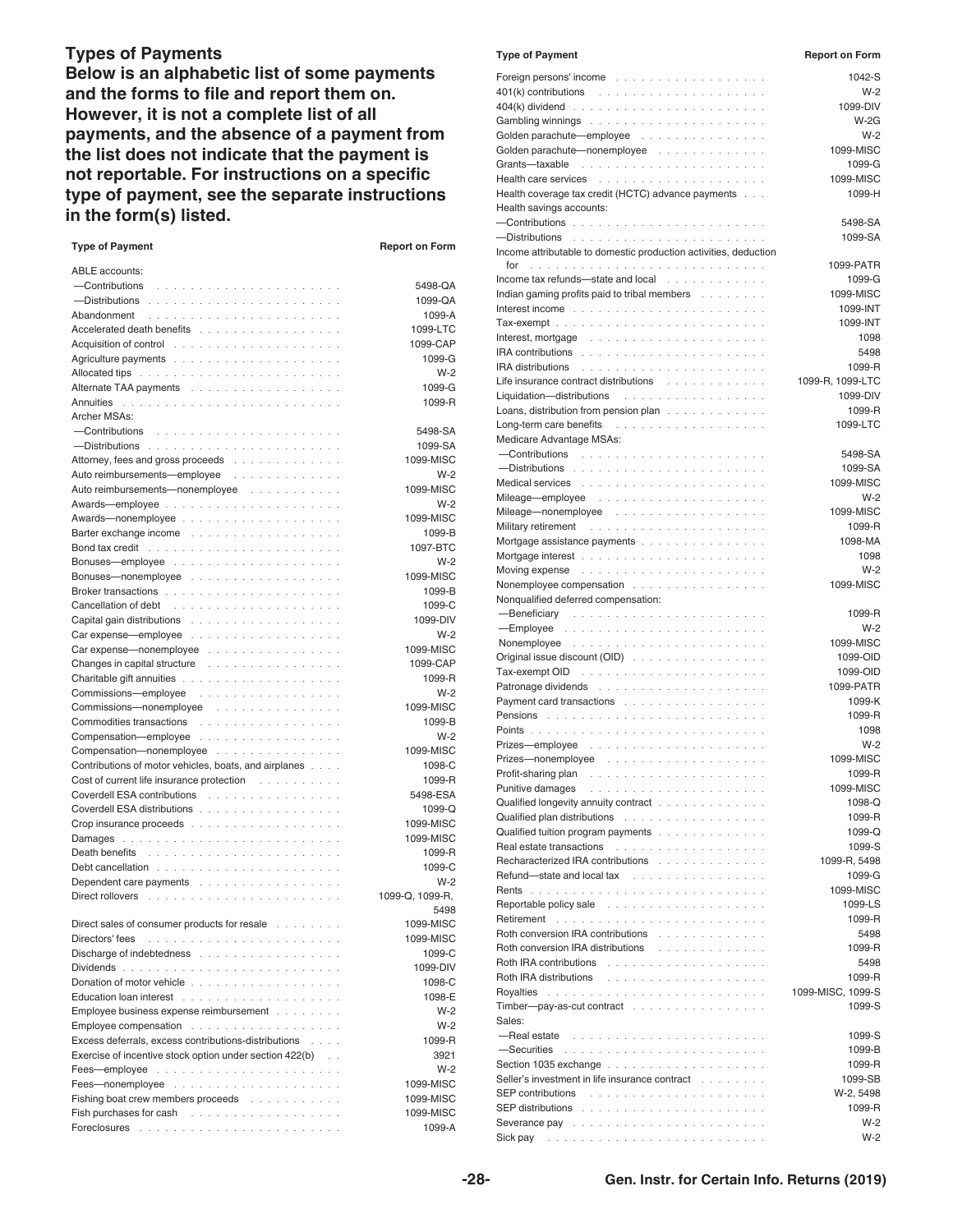## Types of Payments

**Below is an alphabetic list of some payments and the forms to file and report them on. However, it is not a complete list of all payments, and the absence of a payment from the list does not indicate that the payment is not reportable. For instructions on a specific type of payment, see the separate instructions in the form(s) listed.**

| Type of Payment | Report on Form |
|---|---|
| ABLE accounts: | |
| —Contributions | 5498-QA |
| —Distributions | 1099-QA |
| Abandonment | 1099-A |
| Accelerated death benefits | 1099-LTC |
| Acquisition of control | 1099-CAP |
| Agriculture payments | 1099-G |
| Allocated tips | W-2 |
| Alternate TAA payments | 1099-G |
| Annuities | 1099-R |
| Archer MSAs: | |
| —Contributions | 5498-SA |
| —Distributions | 1099-SA |
| Attorney, fees and gross proceeds | 1099-MISC |
| Auto reimbursements—employee | W-2 |
| Auto reimbursements—nonemployee | 1099-MISC |
| Awards—employee | W-2 |
| Awards—nonemployee | 1099-MISC |
| Barter exchange income | 1099-B |
| Bond tax credit | 1097-BTC |
| Bonuses—employee | W-2 |
| Bonuses—nonemployee | 1099-MISC |
| Broker transactions | 1099-B |
| Cancellation of debt | 1099-C |
| Capital gain distributions | 1099-DIV |
| Car expense—employee | W-2 |
| Car expense—nonemployee | 1099-MISC |
| Changes in capital structure | 1099-CAP |
| Charitable gift annuities | 1099-R |
| Commissions—employee | W-2 |
| Commissions—nonemployee | 1099-MISC |
| Commodities transactions | 1099-B |
| Compensation—employee | W-2 |
| Compensation—nonemployee | 1099-MISC |
| Contributions of motor vehicles, boats, and airplanes | 1098-C |
| Cost of current life insurance protection | 1099-R |
| Coverdell ESA contributions | 5498-ESA |
| Coverdell ESA distributions | 1099-Q |
| Crop insurance proceeds | 1099-MISC |
| Damages | 1099-MISC |
| Death benefits | 1099-R |
| Debt cancellation | 1099-C |
| Dependent care payments | W-2 |
| Direct rollovers | 1099-Q, 1099-R, 5498 |
| Direct sales of consumer products for resale | 1099-MISC |
| Directors' fees | 1099-MISC |
| Discharge of indebtedness | 1099-C |
| Dividends | 1099-DIV |
| Donation of motor vehicle | 1098-C |
| Education loan interest | 1098-E |
| Employee business expense reimbursement | W-2 |
| Employee compensation | W-2 |
| Excess deferrals, excess contributions-distributions | 1099-R |
| Exercise of incentive stock option under section 422(b) | 3921 |
| Fees—employee | W-2 |
| Fees—nonemployee | 1099-MISC |
| Fishing boat crew members proceeds | 1099-MISC |
| Fish purchases for cash | 1099-MISC |
| Foreclosures | 1099-A |
| Foreign persons' income | 1042-S |
| 401(k) contributions | W-2 |
| 404(k) dividend | 1099-DIV |
| Gambling winnings | W-2G |
| Golden parachute—employee | W-2 |
| Golden parachute—nonemployee | 1099-MISC |
| Grants—taxable | 1099-G |
| Health care services | 1099-MISC |
| Health coverage tax credit (HCTC) advance payments | 1099-H |
| Health savings accounts: | |
| —Contributions | 5498-SA |
| —Distributions | 1099-SA |
| Income attributable to domestic production activities, deduction for | 1099-PATR |
| Income tax refunds—state and local | 1099-G |
| Indian gaming profits paid to tribal members | 1099-MISC |
| Interest income | 1099-INT |
| Tax-exempt | 1099-INT |
| Interest, mortgage | 1098 |
| IRA contributions | 5498 |
| IRA distributions | 1099-R |
| Life insurance contract distributions | 1099-R, 1099-LTC |
| Liquidation—distributions | 1099-DIV |
| Loans, distribution from pension plan | 1099-R |
| Long-term care benefits | 1099-LTC |
| Medicare Advantage MSAs: | |
| —Contributions | 5498-SA |
| —Distributions | 1099-SA |
| Medical services | 1099-MISC |
| Mileage—employee | W-2 |
| Mileage—nonemployee | 1099-MISC |
| Military retirement | 1099-R |
| Mortgage assistance payments | 1098-MA |
| Mortgage interest | 1098 |
| Moving expense | W-2 |
| Nonemployee compensation | 1099-MISC |
| Nonqualified deferred compensation: | |
| —Beneficiary | 1099-R |
| —Employee | W-2 |
| Nonemployee | 1099-MISC |
| Original issue discount (OID) | 1099-OID |
| Tax-exempt OID | 1099-OID |
| Patronage dividends | 1099-PATR |
| Payment card transactions | 1099-K |
| Pensions | 1099-R |
| Points | 1098 |
| Prizes—employee | W-2 |
| Prizes—nonemployee | 1099-MISC |
| Profit-sharing plan | 1099-R |
| Punitive damages | 1099-MISC |
| Qualified longevity annuity contract | 1098-Q |
| Qualified plan distributions | 1099-R |
| Qualified tuition program payments | 1099-Q |
| Real estate transactions | 1099-S |
| Recharacterized IRA contributions | 1099-R, 5498 |
| Refund—state and local tax | 1099-G |
| Rents | 1099-MISC |
| Reportable policy sale | 1099-LS |
| Retirement | 1099-R |
| Roth conversion IRA contributions | 5498 |
| Roth conversion IRA distributions | 1099-R |
| Roth IRA contributions | 5498 |
| Roth IRA distributions | 1099-R |
| Royalties | 1099-MISC, 1099-S |
| Timber—pay-as-cut contract | 1099-S |
| Sales: | |
| —Real estate | 1099-S |
| —Securities | 1099-B |
| Section 1035 exchange | 1099-R |
| Seller's investment in life insurance contract | 1099-SB |
| SEP contributions | W-2, 5498 |
| SEP distributions | 1099-R |
| Severance pay | W-2 |
| Sick pay | W-2 |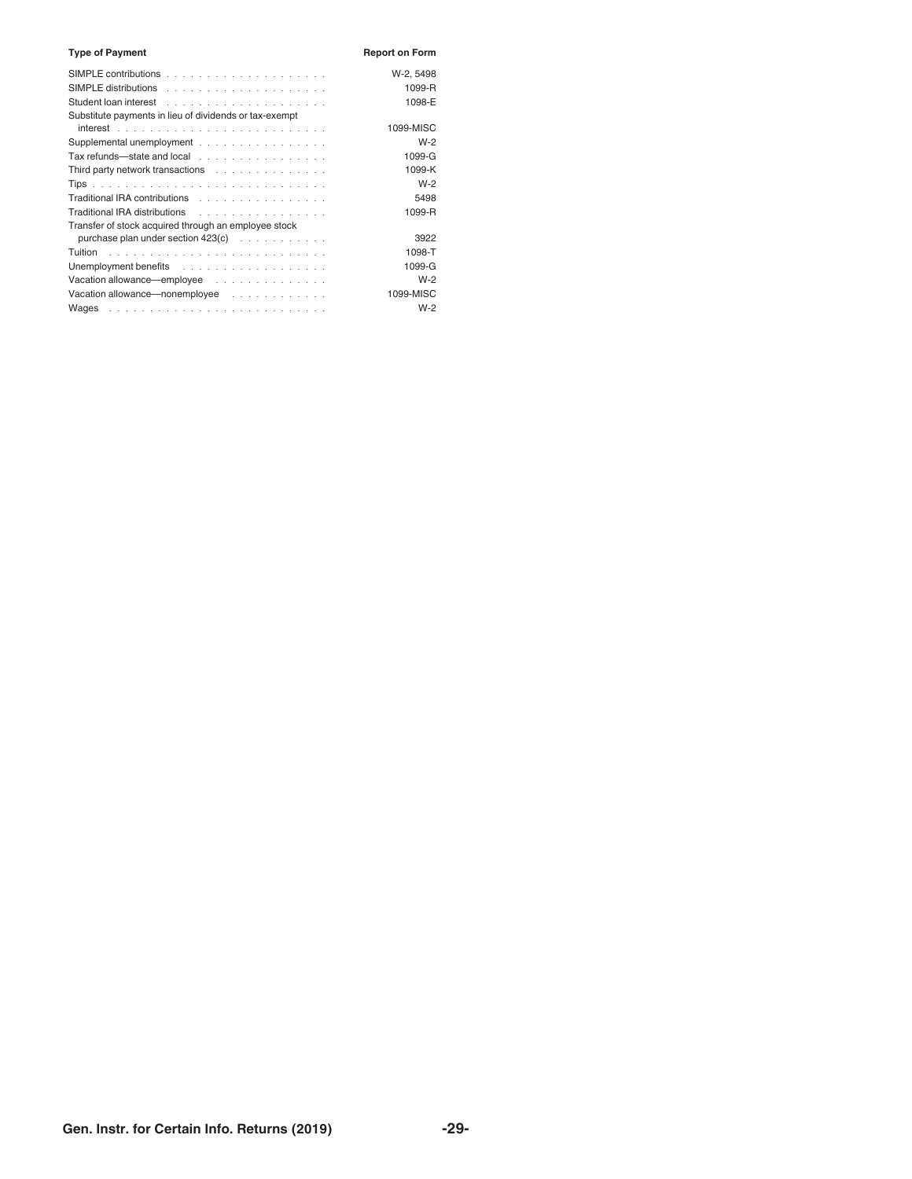| Type of Payment | Report on Form |
| --- | --- |
| SIMPLE contributions | W-2, 5498 |
| SIMPLE distributions | 1099-R |
| Student loan interest | 1098-E |
| Substitute payments in lieu of dividends or tax-exempt interest | 1099-MISC |
| Supplemental unemployment | W-2 |
| Tax refunds—state and local | 1099-G |
| Third party network transactions | 1099-K |
| Tips | W-2 |
| Traditional IRA contributions | 5498 |
| Traditional IRA distributions | 1099-R |
| Transfer of stock acquired through an employee stock purchase plan under section 423(c) | 3922 |
| Tuition | 1098-T |
| Unemployment benefits | 1099-G |
| Vacation allowance—employee | W-2 |
| Vacation allowance—nonemployee | 1099-MISC |
| Wages | W-2 |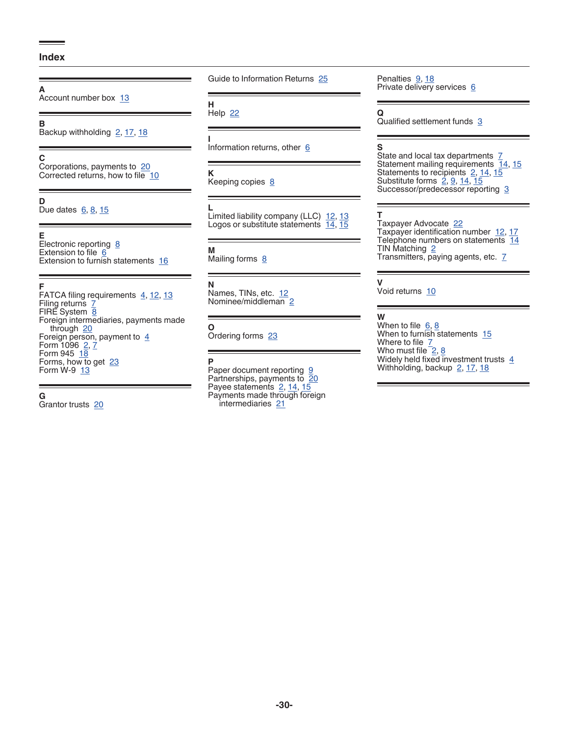## Index

**A**
Account number box 13

**B**
Backup withholding 2, 17, 18

**C**
Corporations, payments to 20
Corrected returns, how to file 10

**D**
Due dates 6, 8, 15

**E**
Electronic reporting 8
Extension to file 6
Extension to furnish statements 16

**F**
FATCA filing requirements 4, 12, 13
Filing returns 7
FIRE System 8
Foreign intermediaries, payments made through 20
Foreign person, payment to 4
Form 1096 2, 7
Form 945 18
Forms, how to get 23
Form W-9 13

**G**
Grantor trusts 20
Guide to Information Returns 25

**H**
Help 22

**I**
Information returns, other 6

**K**
Keeping copies 8

**L**
Limited liability company (LLC) 12, 13
Logos or substitute statements 14, 15

**M**
Mailing forms 8

**N**
Names, TINs, etc. 12
Nominee/middleman 2

**O**
Ordering forms 23

**P**
Paper document reporting 9
Partnerships, payments to 20
Payee statements 2, 14, 15
Payments made through foreign intermediaries 21
Penalties 9, 18
Private delivery services 6

**Q**
Qualified settlement funds 3

**S**
State and local tax departments 7
Statement mailing requirements 14, 15
Statements to recipients 2, 14, 15
Substitute forms 2, 9, 14, 15
Successor/predecessor reporting 3

**T**
Taxpayer Advocate 22
Taxpayer identification number 12, 17
Telephone numbers on statements 14
TIN Matching 2
Transmitters, paying agents, etc. 7

**V**
Void returns 10

**W**
When to file 6, 8
When to furnish statements 15
Where to file 7
Who must file 2, 8
Widely held fixed investment trusts 4
Withholding, backup 2, 17, 18